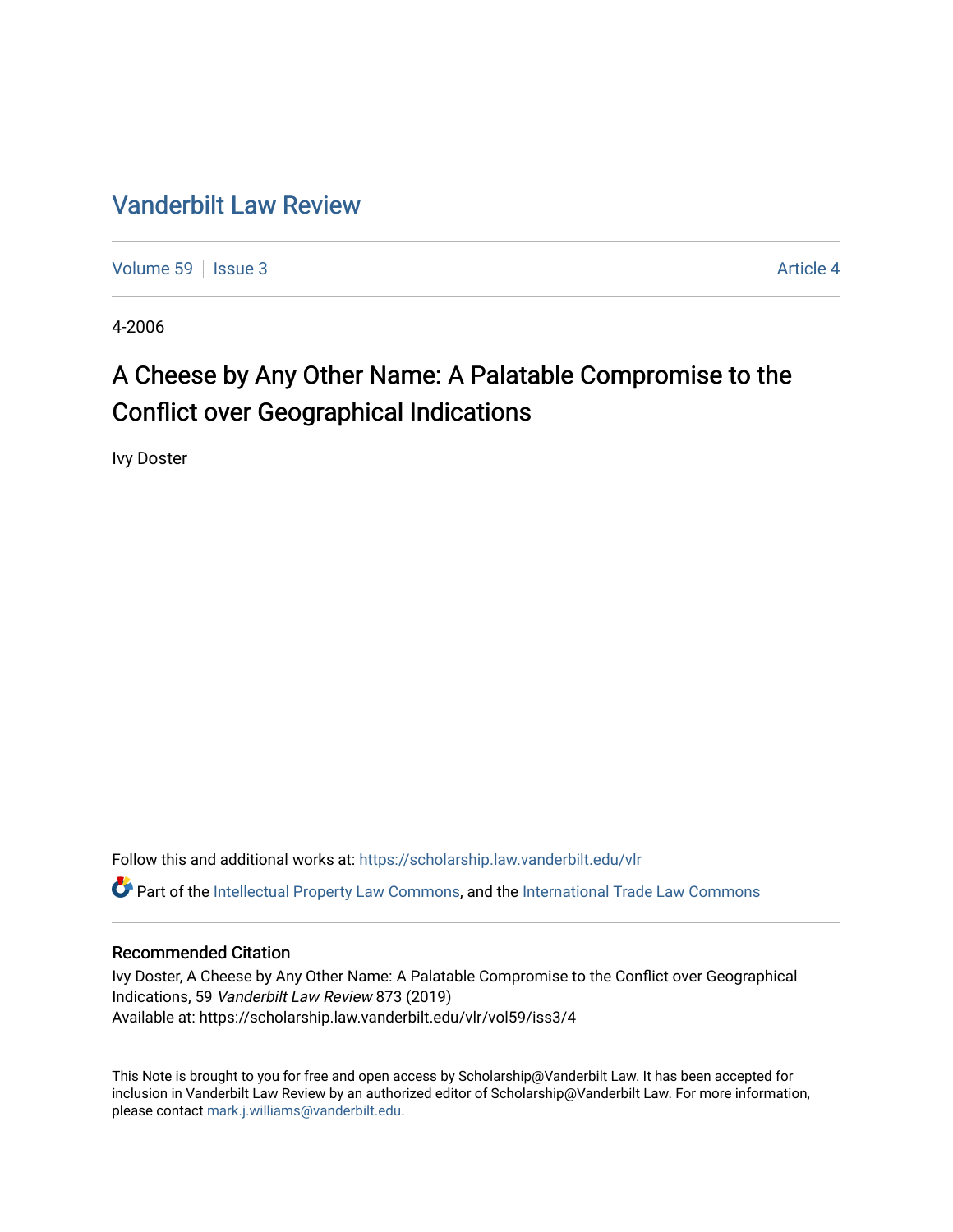# Vanderbilt Law Review

Volume 59 | Issue 3 | Article 4

4-2006

## A Cheese by Any Other Name: A Palatable Compromise to the Conflict over Geographical Indications

Ivy Doster

Follow this and additional works at: https://scholarship.law.vanderbilt.edu/vlr

Part of the Intellectual Property Law Commons, and the International Trade Law Commons

### Recommended Citation

Ivy Doster, A Cheese by Any Other Name: A Palatable Compromise to the Conflict over Geographical Indications, 59 *Vanderbilt Law Review* 873 (2019)
Available at: https://scholarship.law.vanderbilt.edu/vlr/vol59/iss3/4

This Note is brought to you for free and open access by Scholarship@Vanderbilt Law. It has been accepted for inclusion in Vanderbilt Law Review by an authorized editor of Scholarship@Vanderbilt Law. For more information, please contact mark.j.williams@vanderbilt.edu.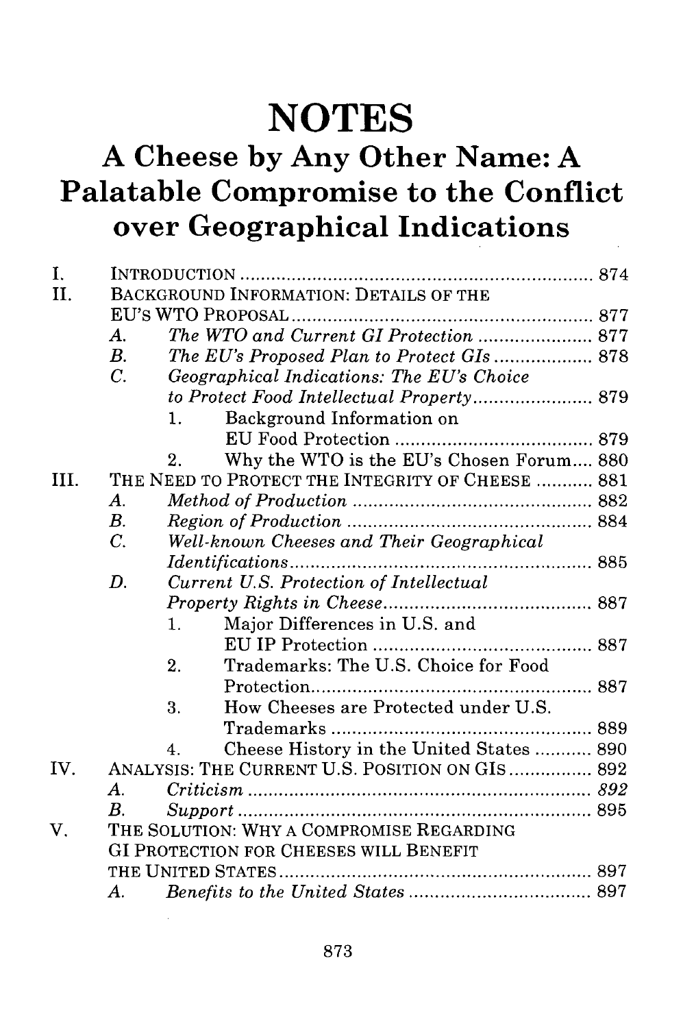# NOTES

## A Cheese by Any Other Name: A Palatable Compromise to the Conflict over Geographical Indications

I. INTRODUCTION .................................................................... 874

II. BACKGROUND INFORMATION: DETAILS OF THE EU'S WTO PROPOSAL .......................................................... 877

- A. *The WTO and Current GI Protection* ..................... 877
- B. *The EU's Proposed Plan to Protect GIs* .................. 878
- C. *Geographical Indications: The EU's Choice to Protect Food Intellectual Property* ....................... 879
  1. Background Information on EU Food Protection ...................................... 879
  2. Why the WTO is the EU's Chosen Forum.... 880

III. THE NEED TO PROTECT THE INTEGRITY OF CHEESE ........... 881

- A. *Method of Production* ............................................. 882
- B. *Region of Production* ............................................... 884
- C. *Well-known Cheeses and Their Geographical Identifications* .......................................................... 885
- D. *Current U.S. Protection of Intellectual Property Rights in Cheese* ........................................ 887
  1. Major Differences in U.S. and EU IP Protection .......................................... 887
  2. Trademarks: The U.S. Choice for Food Protection....................................................... 887
  3. How Cheeses are Protected under U.S. Trademarks .................................................. 889
  4. Cheese History in the United States ........... 890

IV. ANALYSIS: THE CURRENT U.S. POSITION ON GIS ................ 892

- A. *Criticism* .................................................................. *892*
- B. *Support* .................................................................... 895

V. THE SOLUTION: WHY A COMPROMISE REGARDING GI PROTECTION FOR CHEESES WILL BENEFIT THE UNITED STATES ............................................................. 897

- A. *Benefits to the United States* ................................... 897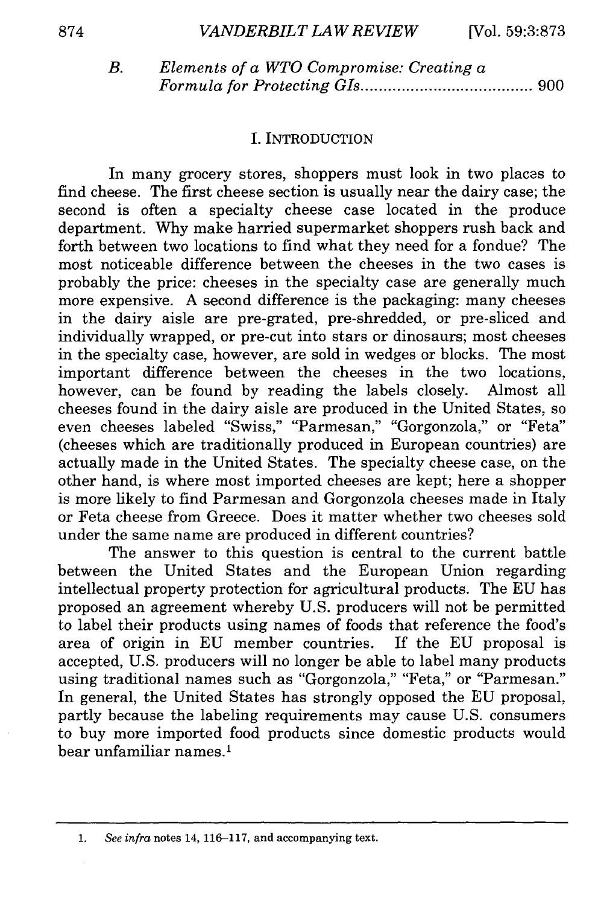B. *Elements of a WTO Compromise: Creating a Formula for Protecting GIs* ...................................... 900

## I. INTRODUCTION

In many grocery stores, shoppers must look in two places to find cheese. The first cheese section is usually near the dairy case; the second is often a specialty cheese case located in the produce department. Why make harried supermarket shoppers rush back and forth between two locations to find what they need for a fondue? The most noticeable difference between the cheeses in the two cases is probably the price: cheeses in the specialty case are generally much more expensive. A second difference is the packaging: many cheeses in the dairy aisle are pre-grated, pre-shredded, or pre-sliced and individually wrapped, or pre-cut into stars or dinosaurs; most cheeses in the specialty case, however, are sold in wedges or blocks. The most important difference between the cheeses in the two locations, however, can be found by reading the labels closely. Almost all cheeses found in the dairy aisle are produced in the United States, so even cheeses labeled "Swiss," "Parmesan," "Gorgonzola," or "Feta" (cheeses which are traditionally produced in European countries) are actually made in the United States. The specialty cheese case, on the other hand, is where most imported cheeses are kept; here a shopper is more likely to find Parmesan and Gorgonzola cheeses made in Italy or Feta cheese from Greece. Does it matter whether two cheeses sold under the same name are produced in different countries?

The answer to this question is central to the current battle between the United States and the European Union regarding intellectual property protection for agricultural products. The EU has proposed an agreement whereby U.S. producers will not be permitted to label their products using names of foods that reference the food's area of origin in EU member countries. If the EU proposal is accepted, U.S. producers will no longer be able to label many products using traditional names such as "Gorgonzola," "Feta," or "Parmesan." In general, the United States has strongly opposed the EU proposal, partly because the labeling requirements may cause U.S. consumers to buy more imported food products since domestic products would bear unfamiliar names.[1]

---

1. *See infra* notes 14, 116–117, and accompanying text.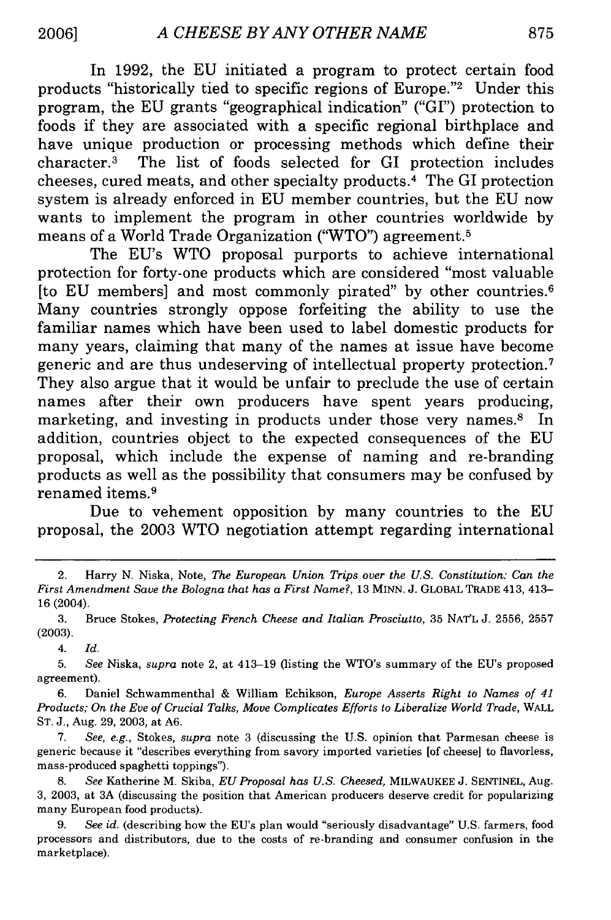In 1992, the EU initiated a program to protect certain food products "historically tied to specific regions of Europe."[2] Under this program, the EU grants "geographical indication" ("GI") protection to foods if they are associated with a specific regional birthplace and have unique production or processing methods which define their character.[3] The list of foods selected for GI protection includes cheeses, cured meats, and other specialty products.[4] The GI protection system is already enforced in EU member countries, but the EU now wants to implement the program in other countries worldwide by means of a World Trade Organization ("WTO") agreement.[5]

The EU's WTO proposal purports to achieve international protection for forty-one products which are considered "most valuable [to EU members] and most commonly pirated" by other countries.[6] Many countries strongly oppose forfeiting the ability to use the familiar names which have been used to label domestic products for many years, claiming that many of the names at issue have become generic and are thus undeserving of intellectual property protection.[7] They also argue that it would be unfair to preclude the use of certain names after their own producers have spent years producing, marketing, and investing in products under those very names.[8] In addition, countries object to the expected consequences of the EU proposal, which include the expense of naming and re-branding products as well as the possibility that consumers may be confused by renamed items.[9]

Due to vehement opposition by many countries to the EU proposal, the 2003 WTO negotiation attempt regarding international

---

2. Harry N. Niska, Note, *The European Union Trips over the U.S. Constitution: Can the First Amendment Save the Bologna that has a First Name?*, 13 MINN. J. GLOBAL TRADE 413, 413–16 (2004).

3. Bruce Stokes, *Protecting French Cheese and Italian Prosciutto*, 35 NAT'L J. 2556, 2557 (2003).

4. *Id.*

5. *See* Niska, *supra* note 2, at 413–19 (listing the WTO's summary of the EU's proposed agreement).

6. Daniel Schwammenthal & William Echikson, *Europe Asserts Right to Names of 41 Products; On the Eve of Crucial Talks, Move Complicates Efforts to Liberalize World Trade*, WALL ST. J., Aug. 29, 2003, at A6.

7. *See, e.g.*, Stokes, *supra* note 3 (discussing the U.S. opinion that Parmesan cheese is generic because it "describes everything from savory imported varieties [of cheese] to flavorless, mass-produced spaghetti toppings").

8. *See* Katherine M. Skiba, *EU Proposal has U.S. Cheesed*, MILWAUKEE J. SENTINEL, Aug. 3, 2003, at 3A (discussing the position that American producers deserve credit for popularizing many European food products).

9. *See id.* (describing how the EU's plan would "seriously disadvantage" U.S. farmers, food processors and distributors, due to the costs of re-branding and consumer confusion in the marketplace).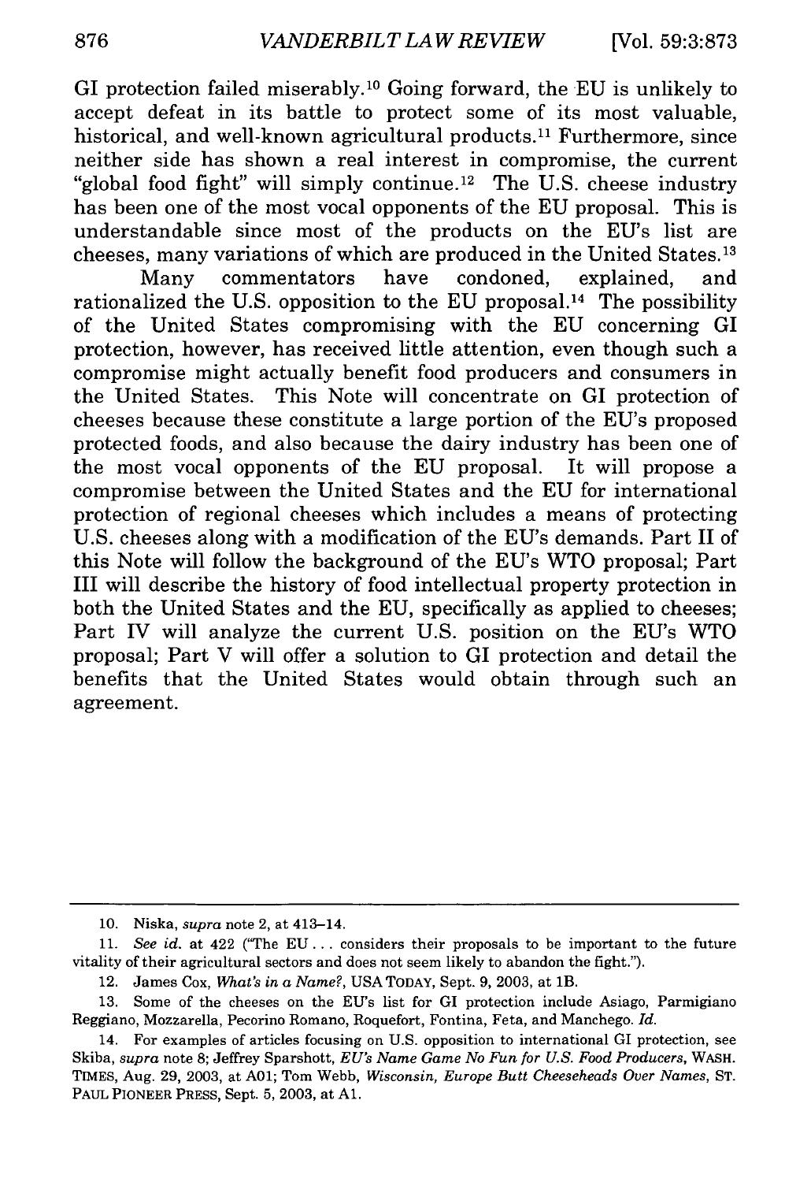GI protection failed miserably.[10] Going forward, the EU is unlikely to accept defeat in its battle to protect some of its most valuable, historical, and well-known agricultural products.[11] Furthermore, since neither side has shown a real interest in compromise, the current "global food fight" will simply continue.[12] The U.S. cheese industry has been one of the most vocal opponents of the EU proposal. This is understandable since most of the products on the EU's list are cheeses, many variations of which are produced in the United States.[13]

Many commentators have condoned, explained, and rationalized the U.S. opposition to the EU proposal.[14] The possibility of the United States compromising with the EU concerning GI protection, however, has received little attention, even though such a compromise might actually benefit food producers and consumers in the United States. This Note will concentrate on GI protection of cheeses because these constitute a large portion of the EU's proposed protected foods, and also because the dairy industry has been one of the most vocal opponents of the EU proposal. It will propose a compromise between the United States and the EU for international protection of regional cheeses which includes a means of protecting U.S. cheeses along with a modification of the EU's demands. Part II of this Note will follow the background of the EU's WTO proposal; Part III will describe the history of food intellectual property protection in both the United States and the EU, specifically as applied to cheeses; Part IV will analyze the current U.S. position on the EU's WTO proposal; Part V will offer a solution to GI protection and detail the benefits that the United States would obtain through such an agreement.

---

10. Niska, *supra* note 2, at 413–14.

11. *See id.* at 422 ("The EU . . . considers their proposals to be important to the future vitality of their agricultural sectors and does not seem likely to abandon the fight.").

12. James Cox, *What's in a Name?*, USA TODAY, Sept. 9, 2003, at 1B.

13. Some of the cheeses on the EU's list for GI protection include Asiago, Parmigiano Reggiano, Mozzarella, Pecorino Romano, Roquefort, Fontina, Feta, and Manchego. *Id.*

14. For examples of articles focusing on U.S. opposition to international GI protection, see Skiba, *supra* note 8; Jeffrey Sparshott, *EU's Name Game No Fun for U.S. Food Producers*, WASH. TIMES, Aug. 29, 2003, at A01; Tom Webb, *Wisconsin, Europe Butt Cheeseheads Over Names*, ST. PAUL PIONEER PRESS, Sept. 5, 2003, at A1.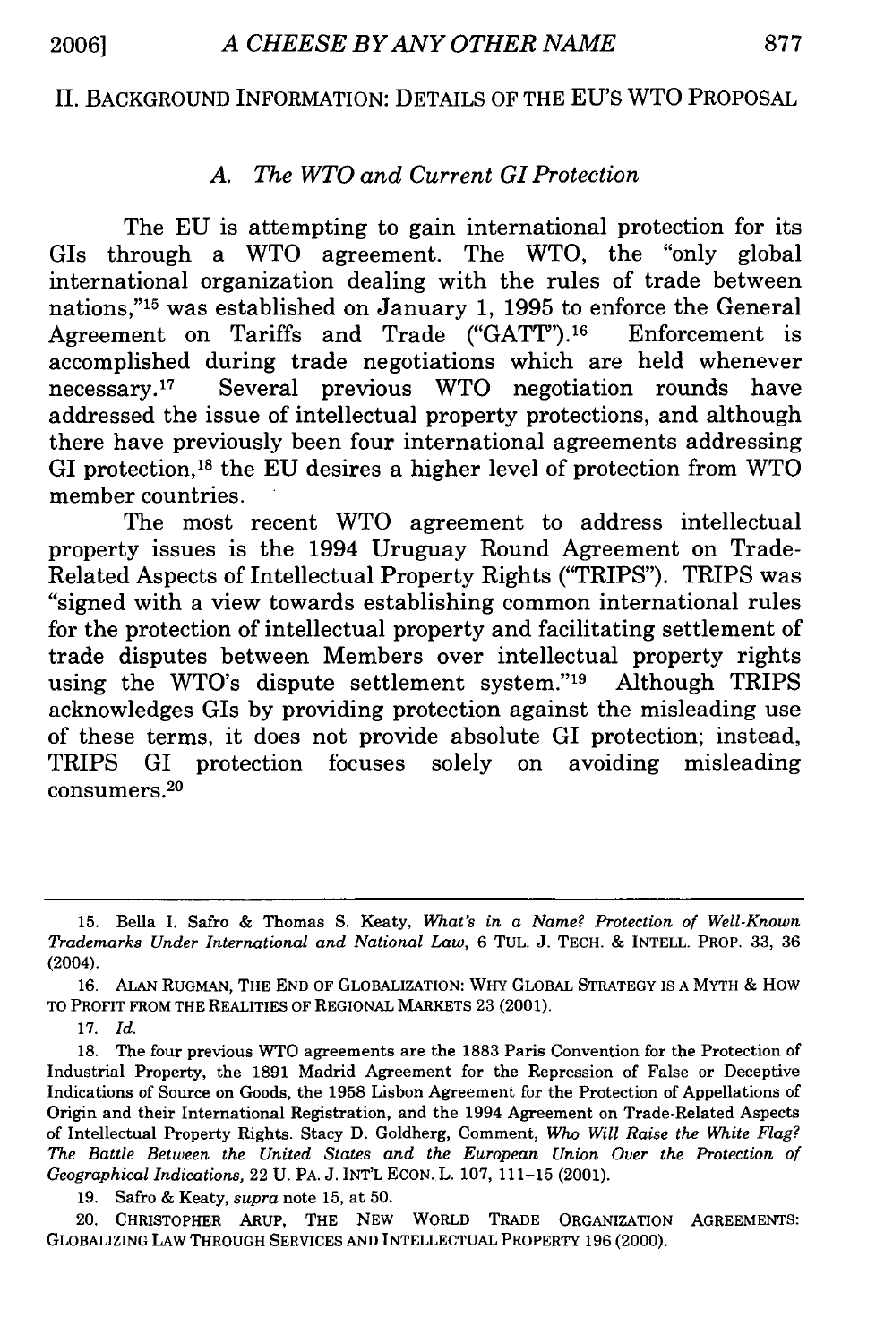## II. BACKGROUND INFORMATION: DETAILS OF THE EU'S WTO PROPOSAL

### *A. The WTO and Current GI Protection*

The EU is attempting to gain international protection for its GIs through a WTO agreement. The WTO, the "only global international organization dealing with the rules of trade between nations,"[15] was established on January 1, 1995 to enforce the General Agreement on Tariffs and Trade ("GATT").[16] Enforcement is accomplished during trade negotiations which are held whenever necessary.[17] Several previous WTO negotiation rounds have addressed the issue of intellectual property protections, and although there have previously been four international agreements addressing GI protection,[18] the EU desires a higher level of protection from WTO member countries.

The most recent WTO agreement to address intellectual property issues is the 1994 Uruguay Round Agreement on Trade-Related Aspects of Intellectual Property Rights ("TRIPS"). TRIPS was "signed with a view towards establishing common international rules for the protection of intellectual property and facilitating settlement of trade disputes between Members over intellectual property rights using the WTO's dispute settlement system."[19] Although TRIPS acknowledges GIs by providing protection against the misleading use of these terms, it does not provide absolute GI protection; instead, TRIPS GI protection focuses solely on avoiding misleading consumers.[20]

---

15. Bella I. Safro & Thomas S. Keaty, *What's in a Name? Protection of Well-Known Trademarks Under International and National Law*, 6 TUL. J. TECH. & INTELL. PROP. 33, 36 (2004).

16. ALAN RUGMAN, THE END OF GLOBALIZATION: WHY GLOBAL STRATEGY IS A MYTH & HOW TO PROFIT FROM THE REALITIES OF REGIONAL MARKETS 23 (2001).

17. *Id.*

18. The four previous WTO agreements are the 1883 Paris Convention for the Protection of Industrial Property, the 1891 Madrid Agreement for the Repression of False or Deceptive Indications of Source on Goods, the 1958 Lisbon Agreement for the Protection of Appellations of Origin and their International Registration, and the 1994 Agreement on Trade-Related Aspects of Intellectual Property Rights. Stacy D. Goldherg, Comment, *Who Will Raise the White Flag? The Battle Between the United States and the European Union Over the Protection of Geographical Indications*, 22 U. PA. J. INT'L ECON. L. 107, 111-15 (2001).

19. Safro & Keaty, *supra* note 15, at 50.

20. CHRISTOPHER ARUP, THE NEW WORLD TRADE ORGANIZATION AGREEMENTS: GLOBALIZING LAW THROUGH SERVICES AND INTELLECTUAL PROPERTY 196 (2000).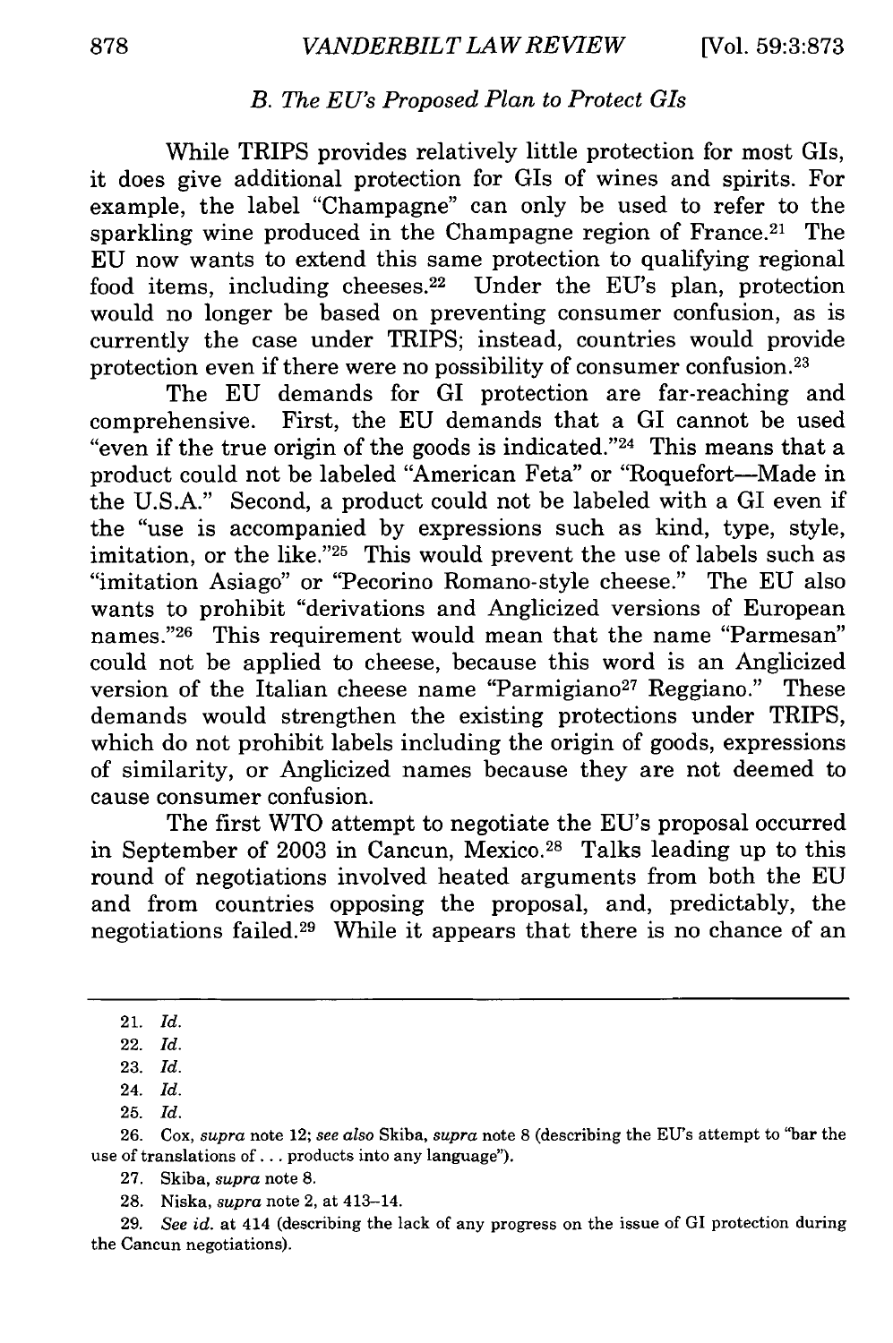### *B. The EU's Proposed Plan to Protect GIs*

While TRIPS provides relatively little protection for most GIs, it does give additional protection for GIs of wines and spirits. For example, the label "Champagne" can only be used to refer to the sparkling wine produced in the Champagne region of France.[21] The EU now wants to extend this same protection to qualifying regional food items, including cheeses.[22] Under the EU's plan, protection would no longer be based on preventing consumer confusion, as is currently the case under TRIPS; instead, countries would provide protection even if there were no possibility of consumer confusion.[23]

The EU demands for GI protection are far-reaching and comprehensive. First, the EU demands that a GI cannot be used "even if the true origin of the goods is indicated."[24] This means that a product could not be labeled "American Feta" or "Roquefort—Made in the U.S.A." Second, a product could not be labeled with a GI even if the "use is accompanied by expressions such as kind, type, style, imitation, or the like."[25] This would prevent the use of labels such as "imitation Asiago" or "Pecorino Romano-style cheese." The EU also wants to prohibit "derivations and Anglicized versions of European names."[26] This requirement would mean that the name "Parmesan" could not be applied to cheese, because this word is an Anglicized version of the Italian cheese name "Parmigiano[27] Reggiano." These demands would strengthen the existing protections under TRIPS, which do not prohibit labels including the origin of goods, expressions of similarity, or Anglicized names because they are not deemed to cause consumer confusion.

The first WTO attempt to negotiate the EU's proposal occurred in September of 2003 in Cancun, Mexico.[28] Talks leading up to this round of negotiations involved heated arguments from both the EU and from countries opposing the proposal, and, predictably, the negotiations failed.[29] While it appears that there is no chance of an

---

21. *Id.*

22. *Id.*

23. *Id.*

24. *Id.*

25. *Id.*

26. Cox, *supra* note 12; *see also* Skiba, *supra* note 8 (describing the EU's attempt to "bar the use of translations of . . . products into any language").

27. Skiba, *supra* note 8.

28. Niska, *supra* note 2, at 413–14.

29. *See id.* at 414 (describing the lack of any progress on the issue of GI protection during the Cancun negotiations).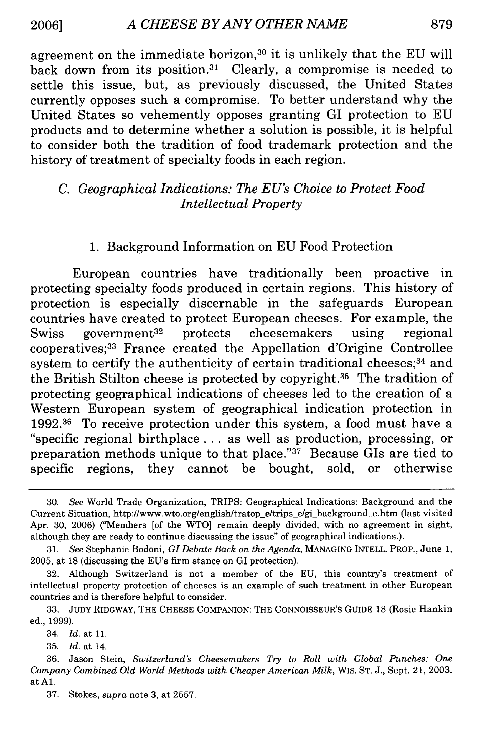agreement on the immediate horizon,[30] it is unlikely that the EU will back down from its position.[31] Clearly, a compromise is needed to settle this issue, but, as previously discussed, the United States currently opposes such a compromise. To better understand why the United States so vehemently opposes granting GI protection to EU products and to determine whether a solution is possible, it is helpful to consider both the tradition of food trademark protection and the history of treatment of specialty foods in each region.

### *C. Geographical Indications: The EU's Choice to Protect Food Intellectual Property*

#### 1. Background Information on EU Food Protection

European countries have traditionally been proactive in protecting specialty foods produced in certain regions. This history of protection is especially discernable in the safeguards European countries have created to protect European cheeses. For example, the Swiss government[32] protects cheesemakers using regional cooperatives;[33] France created the Appellation d'Origine Controllee system to certify the authenticity of certain traditional cheeses;[34] and the British Stilton cheese is protected by copyright.[35] The tradition of protecting geographical indications of cheeses led to the creation of a Western European system of geographical indication protection in 1992.[36] To receive protection under this system, a food must have a "specific regional birthplace . . . as well as production, processing, or preparation methods unique to that place."[37] Because GIs are tied to specific regions, they cannot be bought, sold, or otherwise

---

30. *See* World Trade Organization, TRIPS: Geographical Indications: Background and the Current Situation, http://www.wto.org/english/tratop_e/trips_e/gi_background_e.htm (last visited Apr. 30, 2006) ("Members [of the WTO] remain deeply divided, with no agreement in sight, although they are ready to continue discussing the issue" of geographical indications.).

31. *See* Stephanie Bodoni, *GI Debate Back on the Agenda*, MANAGING INTELL. PROP., June 1, 2005, at 18 (discussing the EU's firm stance on GI protection).

32. Although Switzerland is not a member of the EU, this country's treatment of intellectual property protection of cheeses is an example of such treatment in other European countries and is therefore helpful to consider.

33. JUDY RIDGWAY, THE CHEESE COMPANION: THE CONNOISSEUR'S GUIDE 18 (Rosie Hankin ed., 1999).

34. *Id.* at 11.

35. *Id.* at 14.

36. Jason Stein, *Switzerland's Cheesemakers Try to Roll with Global Punches: One Company Combined Old World Methods with Cheaper American Milk*, WIS. ST. J., Sept. 21, 2003, at A1.

37. Stokes, *supra* note 3, at 2557.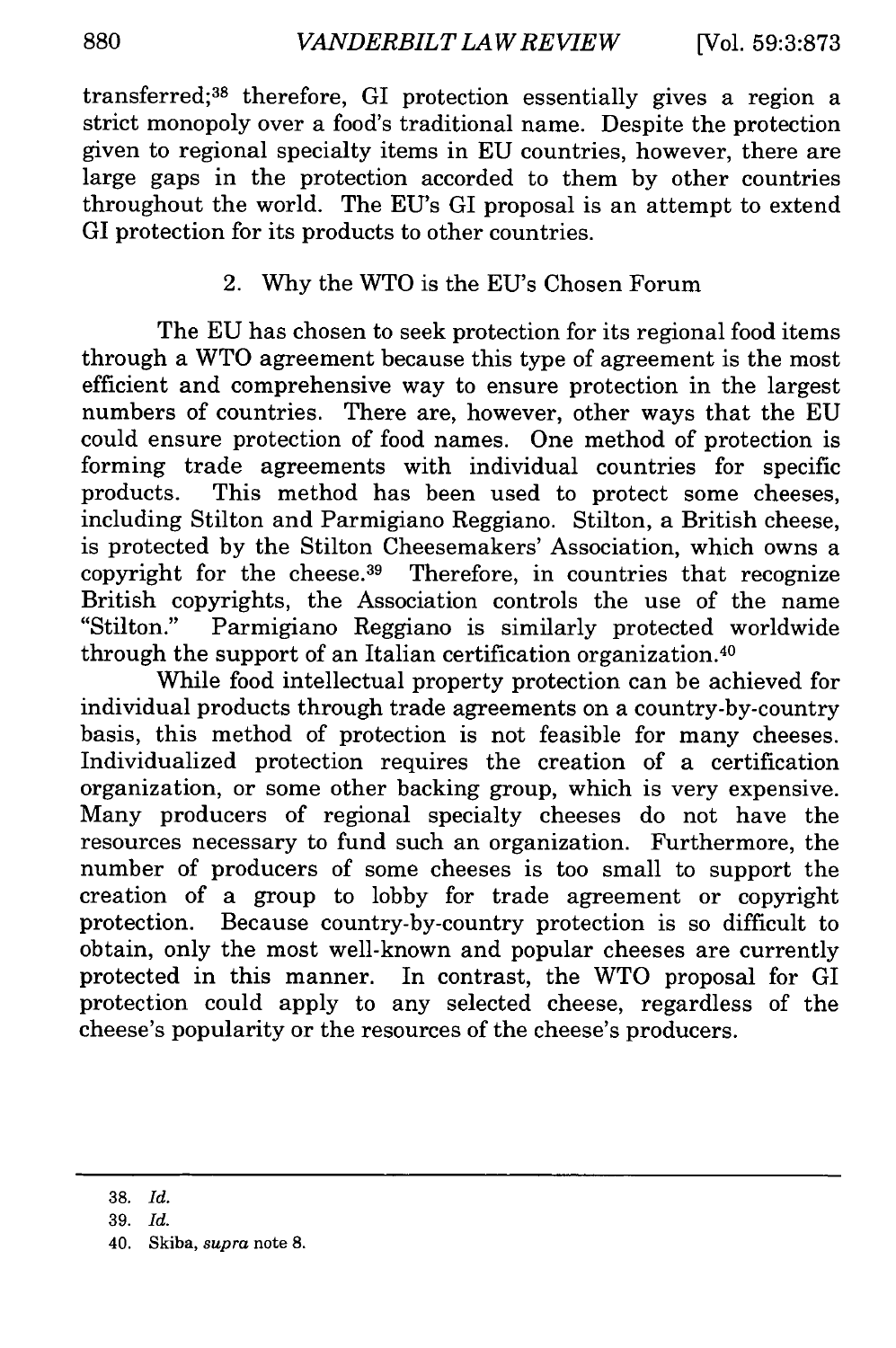transferred;[38] therefore, GI protection essentially gives a region a strict monopoly over a food's traditional name. Despite the protection given to regional specialty items in EU countries, however, there are large gaps in the protection accorded to them by other countries throughout the world. The EU's GI proposal is an attempt to extend GI protection for its products to other countries.

### 2. Why the WTO is the EU's Chosen Forum

The EU has chosen to seek protection for its regional food items through a WTO agreement because this type of agreement is the most efficient and comprehensive way to ensure protection in the largest numbers of countries. There are, however, other ways that the EU could ensure protection of food names. One method of protection is forming trade agreements with individual countries for specific products. This method has been used to protect some cheeses, including Stilton and Parmigiano Reggiano. Stilton, a British cheese, is protected by the Stilton Cheesemakers' Association, which owns a copyright for the cheese.[39] Therefore, in countries that recognize British copyrights, the Association controls the use of the name "Stilton." Parmigiano Reggiano is similarly protected worldwide through the support of an Italian certification organization.[40]

While food intellectual property protection can be achieved for individual products through trade agreements on a country-by-country basis, this method of protection is not feasible for many cheeses. Individualized protection requires the creation of a certification organization, or some other backing group, which is very expensive. Many producers of regional specialty cheeses do not have the resources necessary to fund such an organization. Furthermore, the number of producers of some cheeses is too small to support the creation of a group to lobby for trade agreement or copyright protection. Because country-by-country protection is so difficult to obtain, only the most well-known and popular cheeses are currently protected in this manner. In contrast, the WTO proposal for GI protection could apply to any selected cheese, regardless of the cheese's popularity or the resources of the cheese's producers.

---

38. *Id.*

39. *Id.*

40. Skiba, *supra* note 8.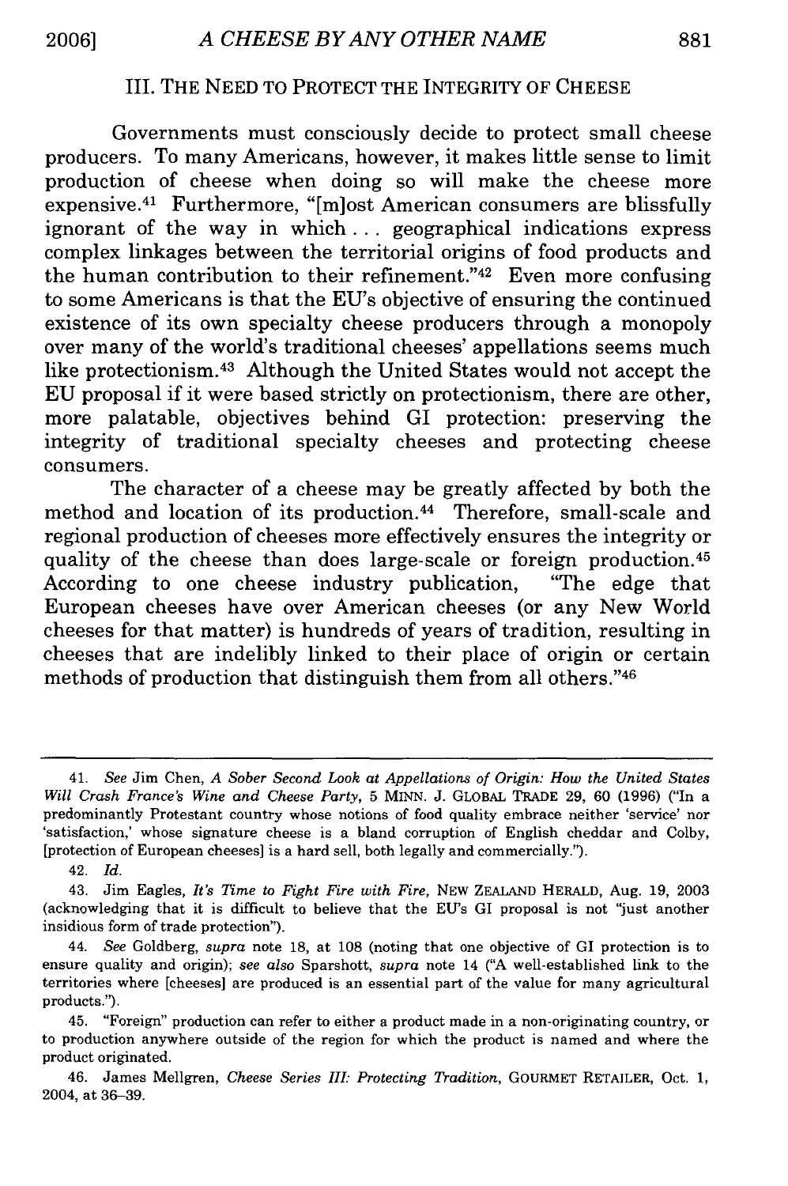## III. THE NEED TO PROTECT THE INTEGRITY OF CHEESE

Governments must consciously decide to protect small cheese producers. To many Americans, however, it makes little sense to limit production of cheese when doing so will make the cheese more expensive.[41] Furthermore, "[m]ost American consumers are blissfully ignorant of the way in which . . . geographical indications express complex linkages between the territorial origins of food products and the human contribution to their refinement."[42] Even more confusing to some Americans is that the EU's objective of ensuring the continued existence of its own specialty cheese producers through a monopoly over many of the world's traditional cheeses' appellations seems much like protectionism.[43] Although the United States would not accept the EU proposal if it were based strictly on protectionism, there are other, more palatable, objectives behind GI protection: preserving the integrity of traditional specialty cheeses and protecting cheese consumers.

The character of a cheese may be greatly affected by both the method and location of its production.[44] Therefore, small-scale and regional production of cheeses more effectively ensures the integrity or quality of the cheese than does large-scale or foreign production.[45] According to one cheese industry publication, "The edge that European cheeses have over American cheeses (or any New World cheeses for that matter) is hundreds of years of tradition, resulting in cheeses that are indelibly linked to their place of origin or certain methods of production that distinguish them from all others."[46]

---

41. *See* Jim Chen, *A Sober Second Look at Appellations of Origin: How the United States Will Crash France's Wine and Cheese Party*, 5 MINN. J. GLOBAL TRADE 29, 60 (1996) ("In a predominantly Protestant country whose notions of food quality embrace neither 'service' nor 'satisfaction,' whose signature cheese is a bland corruption of English cheddar and Colby, [protection of European cheeses] is a hard sell, both legally and commercially.").

42. *Id.*

43. Jim Eagles, *It's Time to Fight Fire with Fire*, NEW ZEALAND HERALD, Aug. 19, 2003 (acknowledging that it is difficult to believe that the EU's GI proposal is not "just another insidious form of trade protection").

44. *See* Goldberg, *supra* note 18, at 108 (noting that one objective of GI protection is to ensure quality and origin); *see also* Sparshott, *supra* note 14 ("A well-established link to the territories where [cheeses] are produced is an essential part of the value for many agricultural products.").

45. "Foreign" production can refer to either a product made in a non-originating country, or to production anywhere outside of the region for which the product is named and where the product originated.

46. James Mellgren, *Cheese Series III: Protecting Tradition*, GOURMET RETAILER, Oct. 1, 2004, at 36–39.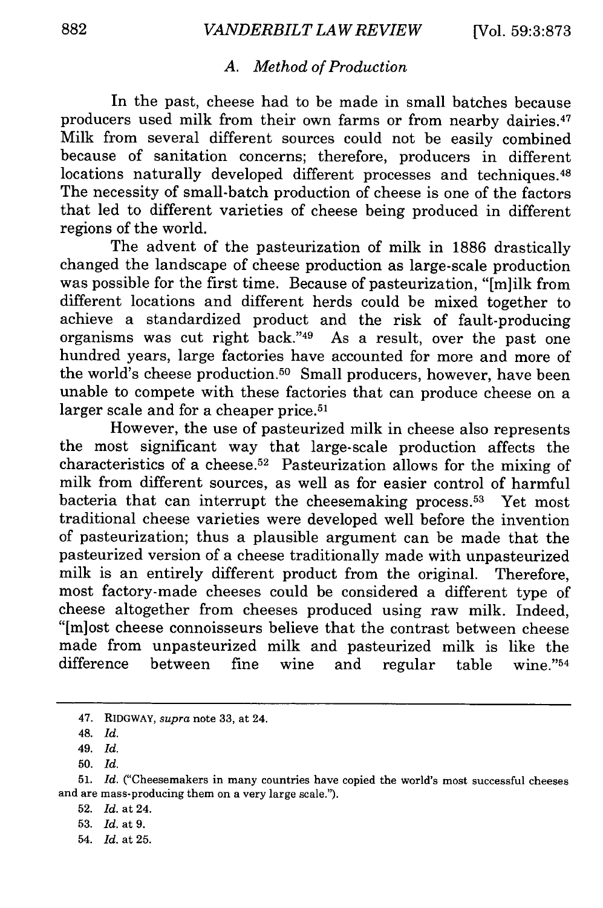### *A. Method of Production*

In the past, cheese had to be made in small batches because producers used milk from their own farms or from nearby dairies.[47] Milk from several different sources could not be easily combined because of sanitation concerns; therefore, producers in different locations naturally developed different processes and techniques.[48] The necessity of small-batch production of cheese is one of the factors that led to different varieties of cheese being produced in different regions of the world.

The advent of the pasteurization of milk in 1886 drastically changed the landscape of cheese production as large-scale production was possible for the first time. Because of pasteurization, "[m]ilk from different locations and different herds could be mixed together to achieve a standardized product and the risk of fault-producing organisms was cut right back."[49] As a result, over the past one hundred years, large factories have accounted for more and more of the world's cheese production.[50] Small producers, however, have been unable to compete with these factories that can produce cheese on a larger scale and for a cheaper price.[51]

However, the use of pasteurized milk in cheese also represents the most significant way that large-scale production affects the characteristics of a cheese.[52] Pasteurization allows for the mixing of milk from different sources, as well as for easier control of harmful bacteria that can interrupt the cheesemaking process.[53] Yet most traditional cheese varieties were developed well before the invention of pasteurization; thus a plausible argument can be made that the pasteurized version of a cheese traditionally made with unpasteurized milk is an entirely different product from the original. Therefore, most factory-made cheeses could be considered a different type of cheese altogether from cheeses produced using raw milk. Indeed, "[m]ost cheese connoisseurs believe that the contrast between cheese made from unpasteurized milk and pasteurized milk is like the difference between fine wine and regular table wine."[54]

---

47. RIDGWAY, *supra* note 33, at 24.

48. *Id.*

49. *Id.*

50. *Id.*

51. *Id.* ("Cheesemakers in many countries have copied the world's most successful cheeses and are mass-producing them on a very large scale.").

52. *Id.* at 24.

53. *Id.* at 9.

54. *Id.* at 25.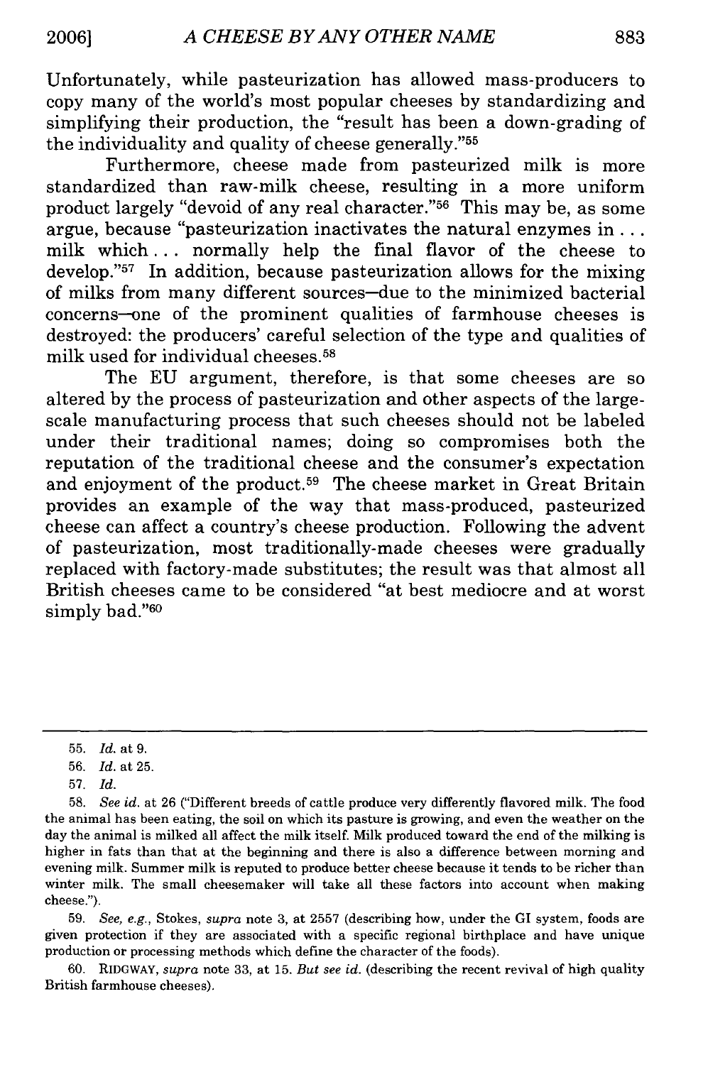Unfortunately, while pasteurization has allowed mass-producers to copy many of the world's most popular cheeses by standardizing and simplifying their production, the "result has been a down-grading of the individuality and quality of cheese generally."[55]

Furthermore, cheese made from pasteurized milk is more standardized than raw-milk cheese, resulting in a more uniform product largely "devoid of any real character."[56] This may be, as some argue, because "pasteurization inactivates the natural enzymes in . . . milk which . . . normally help the final flavor of the cheese to develop."[57] In addition, because pasteurization allows for the mixing of milks from many different sources—due to the minimized bacterial concerns—one of the prominent qualities of farmhouse cheeses is destroyed: the producers' careful selection of the type and qualities of milk used for individual cheeses.[58]

The EU argument, therefore, is that some cheeses are so altered by the process of pasteurization and other aspects of the large-scale manufacturing process that such cheeses should not be labeled under their traditional names; doing so compromises both the reputation of the traditional cheese and the consumer's expectation and enjoyment of the product.[59] The cheese market in Great Britain provides an example of the way that mass-produced, pasteurized cheese can affect a country's cheese production. Following the advent of pasteurization, most traditionally-made cheeses were gradually replaced with factory-made substitutes; the result was that almost all British cheeses came to be considered "at best mediocre and at worst simply bad."[60]

---

55. *Id.* at 9.

56. *Id.* at 25.

57. *Id.*

58. *See id.* at 26 ("Different breeds of cattle produce very differently flavored milk. The food the animal has been eating, the soil on which its pasture is growing, and even the weather on the day the animal is milked all affect the milk itself. Milk produced toward the end of the milking is higher in fats than that at the beginning and there is also a difference between morning and evening milk. Summer milk is reputed to produce better cheese because it tends to be richer than winter milk. The small cheesemaker will take all these factors into account when making cheese.").

59. *See, e.g.*, Stokes, *supra* note 3, at 2557 (describing how, under the GI system, foods are given protection if they are associated with a specific regional birthplace and have unique production or processing methods which define the character of the foods).

60. RIDGWAY, *supra* note 33, at 15. *But see id.* (describing the recent revival of high quality British farmhouse cheeses).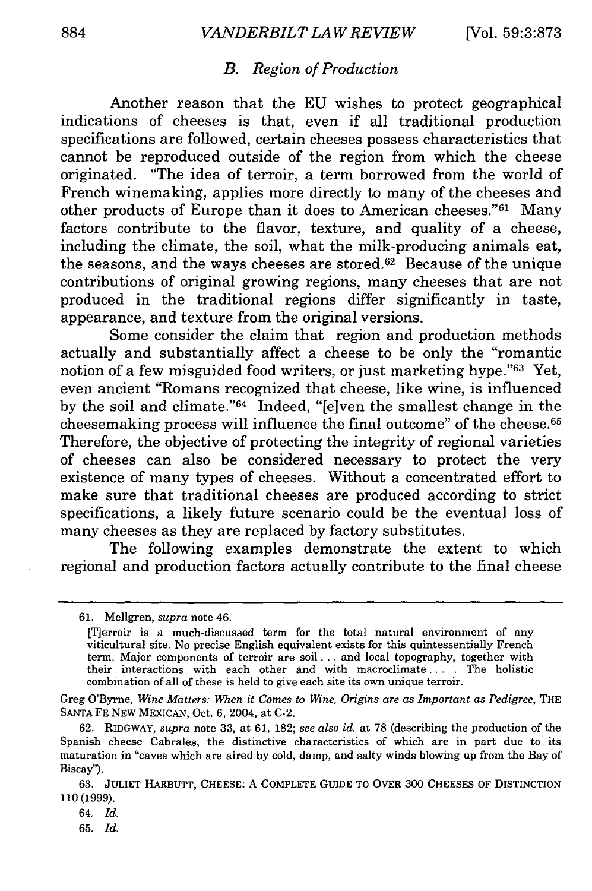### *B. Region of Production*

Another reason that the EU wishes to protect geographical indications of cheeses is that, even if all traditional production specifications are followed, certain cheeses possess characteristics that cannot be reproduced outside of the region from which the cheese originated. "The idea of terroir, a term borrowed from the world of French winemaking, applies more directly to many of the cheeses and other products of Europe than it does to American cheeses."[61] Many factors contribute to the flavor, texture, and quality of a cheese, including the climate, the soil, what the milk-producing animals eat, the seasons, and the ways cheeses are stored.[62] Because of the unique contributions of original growing regions, many cheeses that are not produced in the traditional regions differ significantly in taste, appearance, and texture from the original versions.

Some consider the claim that region and production methods actually and substantially affect a cheese to be only the "romantic notion of a few misguided food writers, or just marketing hype."[63] Yet, even ancient "Romans recognized that cheese, like wine, is influenced by the soil and climate."[64] Indeed, "[e]ven the smallest change in the cheesemaking process will influence the final outcome" of the cheese.[65] Therefore, the objective of protecting the integrity of regional varieties of cheeses can also be considered necessary to protect the very existence of many types of cheeses. Without a concentrated effort to make sure that traditional cheeses are produced according to strict specifications, a likely future scenario could be the eventual loss of many cheeses as they are replaced by factory substitutes.

The following examples demonstrate the extent to which regional and production factors actually contribute to the final cheese

---

61. Mellgren, *supra* note 46.

> [T]erroir is a much-discussed term for the total natural environment of any viticultural site. No precise English equivalent exists for this quintessentially French term. Major components of terroir are soil . . . and local topography, together with their interactions with each other and with macroclimate . . . . The holistic combination of all of these is held to give each site its own unique terroir.

Greg O'Byrne, *Wine Matters: When it Comes to Wine, Origins are as Important as Pedigree*, THE SANTA FE NEW MEXICAN, Oct. 6, 2004, at C-2.

62. RIDGWAY, *supra* note 33, at 61, 182; *see also id.* at 78 (describing the production of the Spanish cheese Cabrales, the distinctive characteristics of which are in part due to its maturation in "caves which are aired by cold, damp, and salty winds blowing up from the Bay of Biscay").

63. JULIET HARBUTT, CHEESE: A COMPLETE GUIDE TO OVER 300 CHEESES OF DISTINCTION 110 (1999).

64. *Id.*

65. *Id.*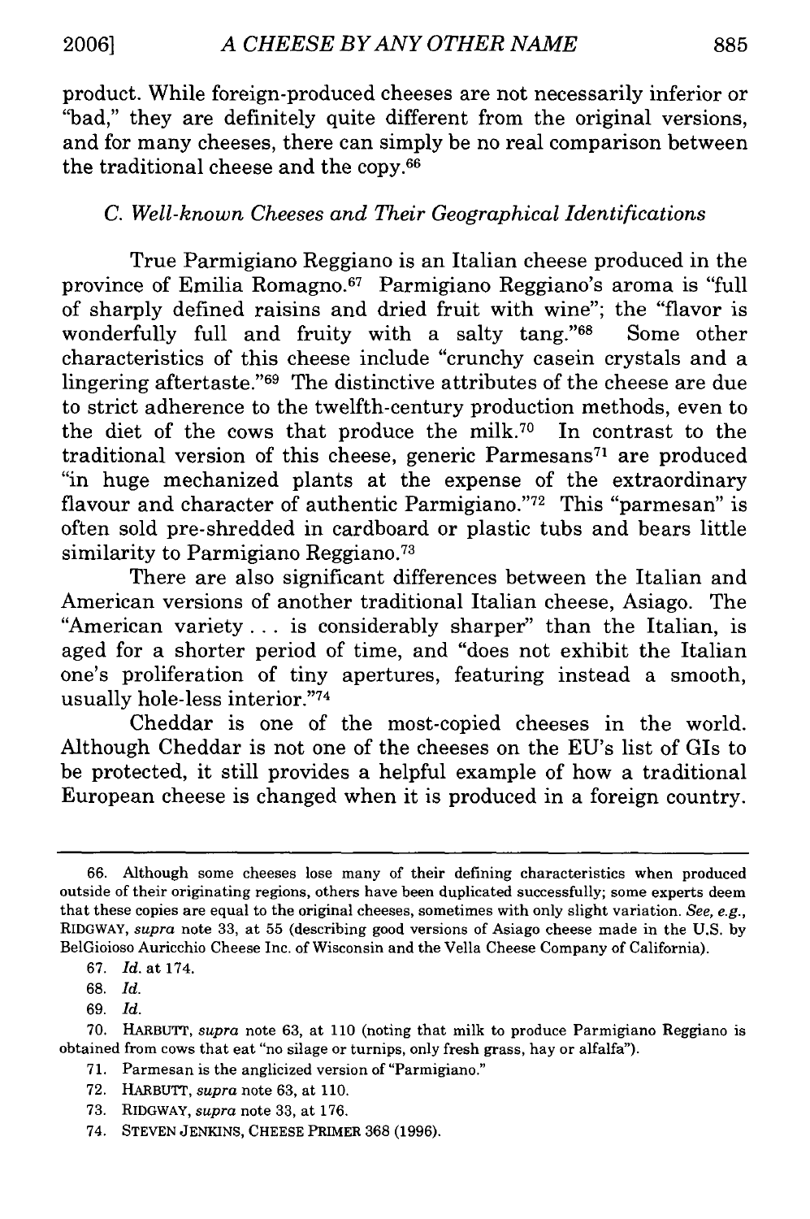product. While foreign-produced cheeses are not necessarily inferior or "bad," they are definitely quite different from the original versions, and for many cheeses, there can simply be no real comparison between the traditional cheese and the copy.[66]

### *C. Well-known Cheeses and Their Geographical Identifications*

True Parmigiano Reggiano is an Italian cheese produced in the province of Emilia Romagno.[67] Parmigiano Reggiano's aroma is "full of sharply defined raisins and dried fruit with wine"; the "flavor is wonderfully full and fruity with a salty tang."[68] Some other characteristics of this cheese include "crunchy casein crystals and a lingering aftertaste."[69] The distinctive attributes of the cheese are due to strict adherence to the twelfth-century production methods, even to the diet of the cows that produce the milk.[70] In contrast to the traditional version of this cheese, generic Parmesans[71] are produced "in huge mechanized plants at the expense of the extraordinary flavour and character of authentic Parmigiano."[72] This "parmesan" is often sold pre-shredded in cardboard or plastic tubs and bears little similarity to Parmigiano Reggiano.[73]

There are also significant differences between the Italian and American versions of another traditional Italian cheese, Asiago. The "American variety . . . is considerably sharper" than the Italian, is aged for a shorter period of time, and "does not exhibit the Italian one's proliferation of tiny apertures, featuring instead a smooth, usually hole-less interior."[74]

Cheddar is one of the most-copied cheeses in the world. Although Cheddar is not one of the cheeses on the EU's list of GIs to be protected, it still provides a helpful example of how a traditional European cheese is changed when it is produced in a foreign country.

---

66. Although some cheeses lose many of their defining characteristics when produced outside of their originating regions, others have been duplicated successfully; some experts deem that these copies are equal to the original cheeses, sometimes with only slight variation. *See, e.g.*, RIDGWAY, *supra* note 33, at 55 (describing good versions of Asiago cheese made in the U.S. by BelGioioso Auricchio Cheese Inc. of Wisconsin and the Vella Cheese Company of California).

67. *Id.* at 174.

68. *Id.*

69. *Id.*

70. HARBUTT, *supra* note 63, at 110 (noting that milk to produce Parmigiano Reggiano is obtained from cows that eat "no silage or turnips, only fresh grass, hay or alfalfa").

71. Parmesan is the anglicized version of "Parmigiano."

72. HARBUTT, *supra* note 63, at 110.

73. RIDGWAY, *supra* note 33, at 176.

74. STEVEN JENKINS, CHEESE PRIMER 368 (1996).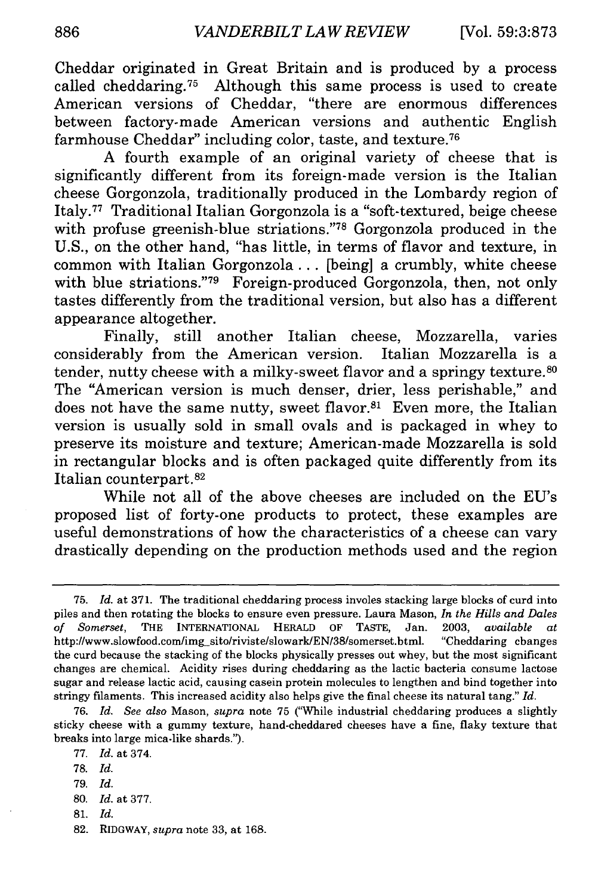Cheddar originated in Great Britain and is produced by a process called cheddaring.[75] Although this same process is used to create American versions of Cheddar, "there are enormous differences between factory-made American versions and authentic English farmhouse Cheddar" including color, taste, and texture.[76]

A fourth example of an original variety of cheese that is significantly different from its foreign-made version is the Italian cheese Gorgonzola, traditionally produced in the Lombardy region of Italy.[77] Traditional Italian Gorgonzola is a "soft-textured, beige cheese with profuse greenish-blue striations."[78] Gorgonzola produced in the U.S., on the other hand, "has little, in terms of flavor and texture, in common with Italian Gorgonzola . . . [being] a crumbly, white cheese with blue striations."[79] Foreign-produced Gorgonzola, then, not only tastes differently from the traditional version, but also has a different appearance altogether.

Finally, still another Italian cheese, Mozzarella, varies considerably from the American version. Italian Mozzarella is a tender, nutty cheese with a milky-sweet flavor and a springy texture.[80] The "American version is much denser, drier, less perishable," and does not have the same nutty, sweet flavor.[81] Even more, the Italian version is usually sold in small ovals and is packaged in whey to preserve its moisture and texture; American-made Mozzarella is sold in rectangular blocks and is often packaged quite differently from its Italian counterpart.[82]

While not all of the above cheeses are included on the EU's proposed list of forty-one products to protect, these examples are useful demonstrations of how the characteristics of a cheese can vary drastically depending on the production methods used and the region

---

75. *Id.* at 371. The traditional cheddaring process involes stacking large blocks of curd into piles and then rotating the blocks to ensure even pressure. Laura Mason, *In the Hills and Dales of Somerset*, THE INTERNATIONAL HERALD OF TASTE, Jan. 2003, *available at* http://www.slowfood.com/img_sito/riviste/slowark/EN/38/somerset.html. "Cheddaring changes the curd because the stacking of the blocks physically presses out whey, but the most significant changes are chemical. Acidity rises during cheddaring as the lactic bacteria consume lactose sugar and release lactic acid, causing casein protein molecules to lengthen and bind together into stringy filaments. This increased acidity also helps give the final cheese its natural tang." *Id.*

76. *Id. See also* Mason, *supra* note 75 ("While industrial cheddaring produces a slightly sticky cheese with a gummy texture, hand-cheddared cheeses have a fine, flaky texture that breaks into large mica-like shards.").

77. *Id.* at 374.

78. *Id.*

79. *Id.*

80. *Id.* at 377.

81. *Id.*

82. RIDGWAY, *supra* note 33, at 168.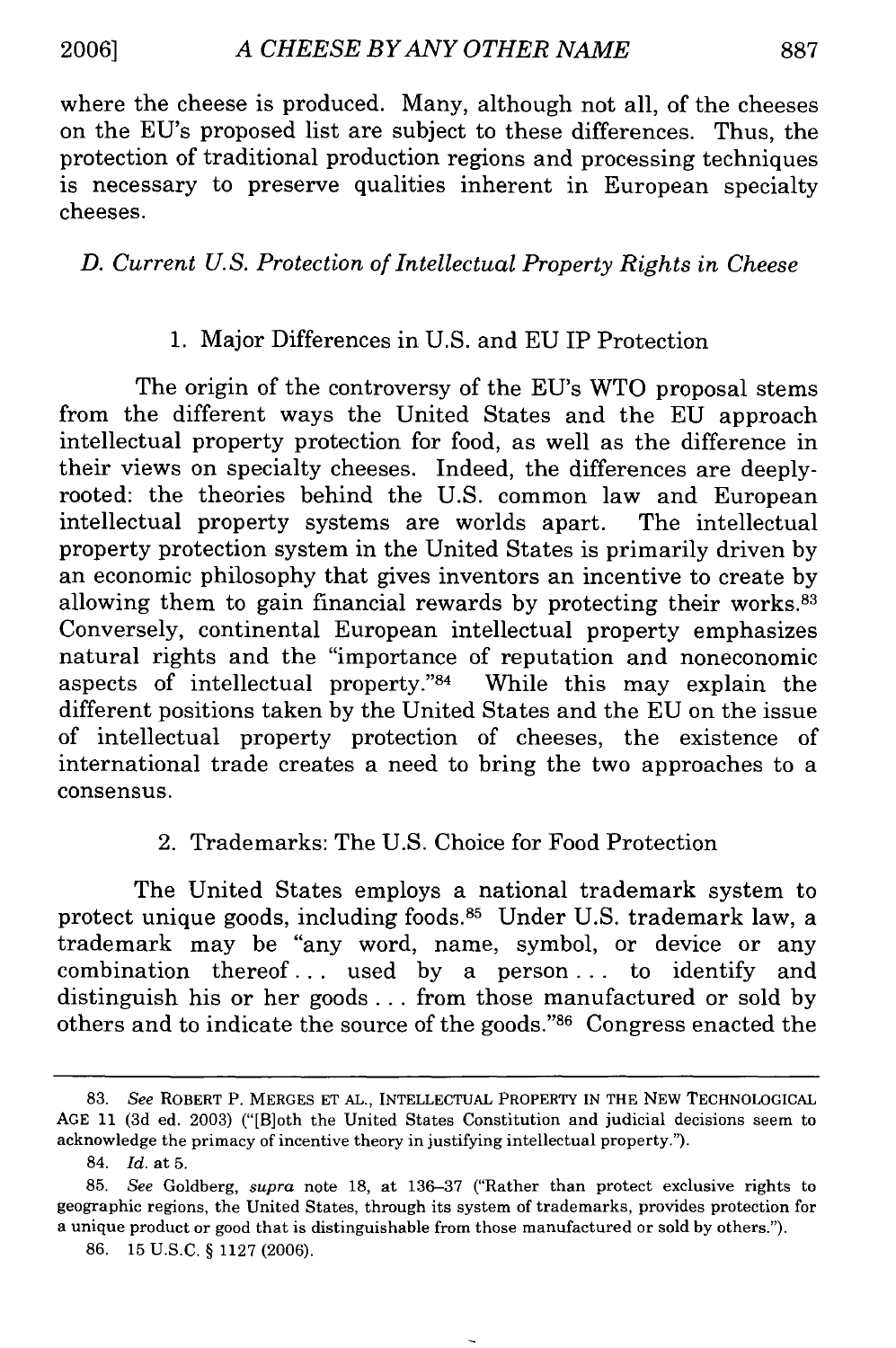where the cheese is produced. Many, although not all, of the cheeses on the EU's proposed list are subject to these differences. Thus, the protection of traditional production regions and processing techniques is necessary to preserve qualities inherent in European specialty cheeses.

### *D. Current U.S. Protection of Intellectual Property Rights in Cheese*

#### 1. Major Differences in U.S. and EU IP Protection

The origin of the controversy of the EU's WTO proposal stems from the different ways the United States and the EU approach intellectual property protection for food, as well as the difference in their views on specialty cheeses. Indeed, the differences are deeply-rooted: the theories behind the U.S. common law and European intellectual property systems are worlds apart. The intellectual property protection system in the United States is primarily driven by an economic philosophy that gives inventors an incentive to create by allowing them to gain financial rewards by protecting their works.[83] Conversely, continental European intellectual property emphasizes natural rights and the "importance of reputation and noneconomic aspects of intellectual property."[84] While this may explain the different positions taken by the United States and the EU on the issue of intellectual property protection of cheeses, the existence of international trade creates a need to bring the two approaches to a consensus.

#### 2. Trademarks: The U.S. Choice for Food Protection

The United States employs a national trademark system to protect unique goods, including foods.[85] Under U.S. trademark law, a trademark may be "any word, name, symbol, or device or any combination thereof . . . used by a person . . . to identify and distinguish his or her goods . . . from those manufactured or sold by others and to indicate the source of the goods."[86] Congress enacted the

---

83. *See* ROBERT P. MERGES ET AL., INTELLECTUAL PROPERTY IN THE NEW TECHNOLOGICAL AGE 11 (3d ed. 2003) ("[B]oth the United States Constitution and judicial decisions seem to acknowledge the primacy of incentive theory in justifying intellectual property.").

84. *Id.* at 5.

85. *See* Goldberg, *supra* note 18, at 136–37 ("Rather than protect exclusive rights to geographic regions, the United States, through its system of trademarks, provides protection for a unique product or good that is distinguishable from those manufactured or sold by others.").

86. 15 U.S.C. § 1127 (2006).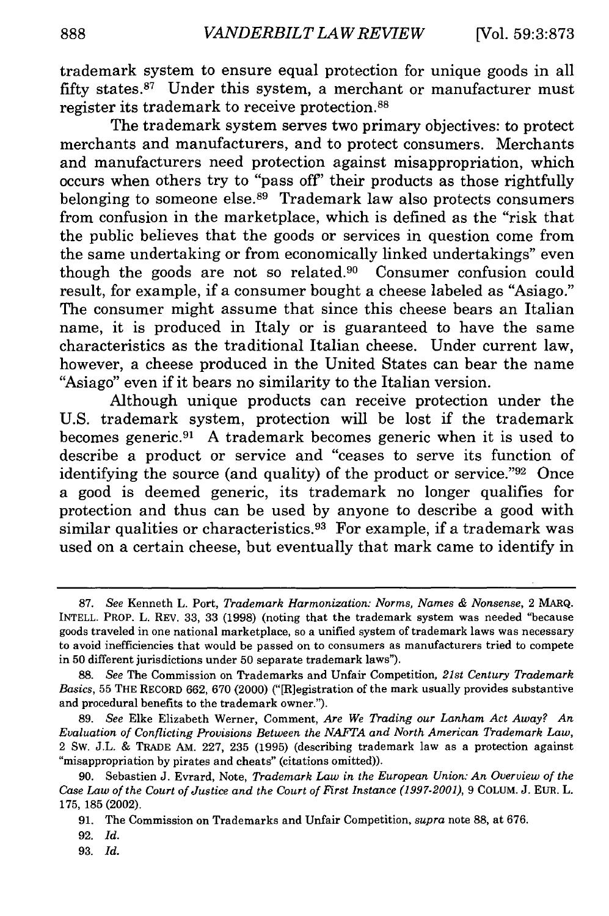trademark system to ensure equal protection for unique goods in all fifty states.[87] Under this system, a merchant or manufacturer must register its trademark to receive protection.[88]

The trademark system serves two primary objectives: to protect merchants and manufacturers, and to protect consumers. Merchants and manufacturers need protection against misappropriation, which occurs when others try to "pass off" their products as those rightfully belonging to someone else.[89] Trademark law also protects consumers from confusion in the marketplace, which is defined as the "risk that the public believes that the goods or services in question come from the same undertaking or from economically linked undertakings" even though the goods are not so related.[90] Consumer confusion could result, for example, if a consumer bought a cheese labeled as "Asiago." The consumer might assume that since this cheese bears an Italian name, it is produced in Italy or is guaranteed to have the same characteristics as the traditional Italian cheese. Under current law, however, a cheese produced in the United States can bear the name "Asiago" even if it bears no similarity to the Italian version.

Although unique products can receive protection under the U.S. trademark system, protection will be lost if the trademark becomes generic.[91] A trademark becomes generic when it is used to describe a product or service and "ceases to serve its function of identifying the source (and quality) of the product or service."[92] Once a good is deemed generic, its trademark no longer qualifies for protection and thus can be used by anyone to describe a good with similar qualities or characteristics.[93] For example, if a trademark was used on a certain cheese, but eventually that mark came to identify in

---

87. *See* Kenneth L. Port, *Trademark Harmonization: Norms, Names & Nonsense*, 2 MARQ. INTELL. PROP. L. REV. 33, 33 (1998) (noting that the trademark system was needed "because goods traveled in one national marketplace, so a unified system of trademark laws was necessary to avoid inefficiencies that would be passed on to consumers as manufacturers tried to compete in 50 different jurisdictions under 50 separate trademark laws").

88. *See* The Commission on Trademarks and Unfair Competition, *21st Century Trademark Basics*, 55 THE RECORD 662, 670 (2000) ("[R]egistration of the mark usually provides substantive and procedural benefits to the trademark owner.").

89. *See* Elke Elizabeth Werner, Comment, *Are We Trading our Lanham Act Away? An Evaluation of Conflicting Provisions Between the NAFTA and North American Trademark Law*, 2 SW. J.L. & TRADE AM. 227, 235 (1995) (describing trademark law as a protection against "misappropriation by pirates and cheats" (citations omitted)).

90. Sebastien J. Evrard, Note, *Trademark Law in the European Union: An Overview of the Case Law of the Court of Justice and the Court of First Instance (1997-2001)*, 9 COLUM. J. EUR. L. 175, 185 (2002).

91. The Commission on Trademarks and Unfair Competition, *supra* note 88, at 676.

92. *Id.*

93. *Id.*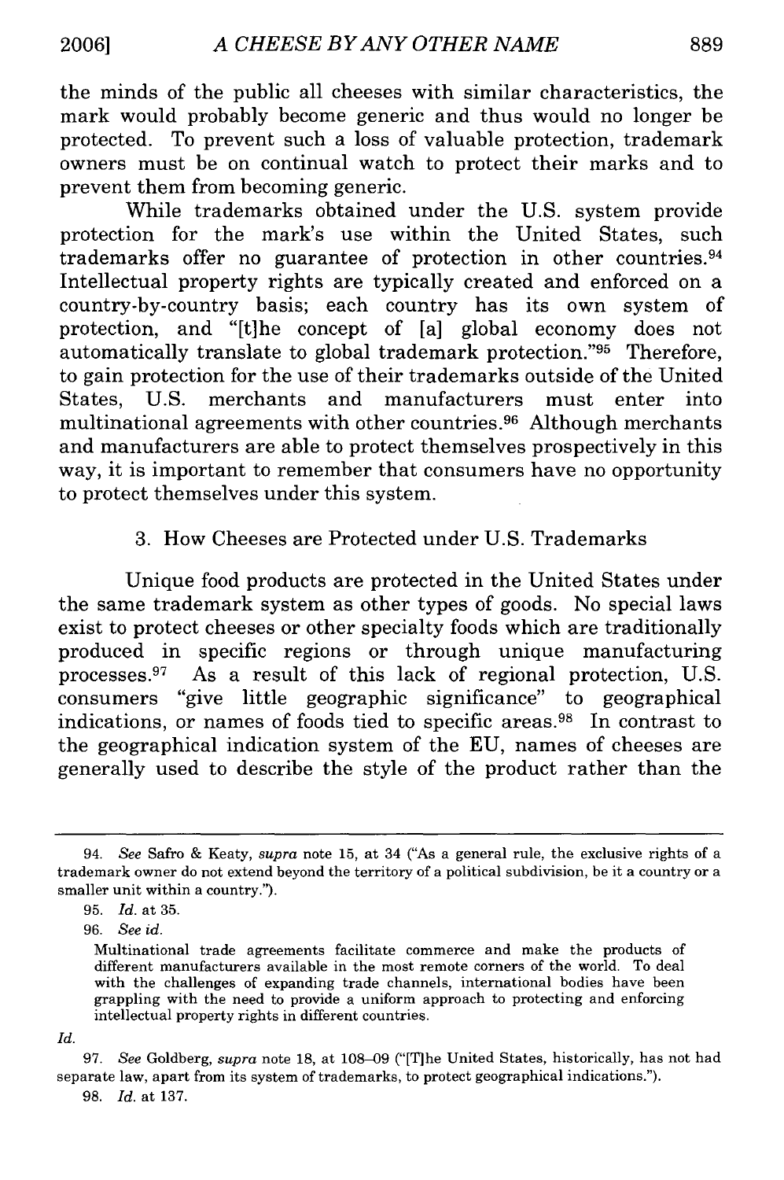the minds of the public all cheeses with similar characteristics, the mark would probably become generic and thus would no longer be protected. To prevent such a loss of valuable protection, trademark owners must be on continual watch to protect their marks and to prevent them from becoming generic.

While trademarks obtained under the U.S. system provide protection for the mark's use within the United States, such trademarks offer no guarantee of protection in other countries.[94] Intellectual property rights are typically created and enforced on a country-by-country basis; each country has its own system of protection, and "[t]he concept of [a] global economy does not automatically translate to global trademark protection."[95] Therefore, to gain protection for the use of their trademarks outside of the United States, U.S. merchants and manufacturers must enter into multinational agreements with other countries.[96] Although merchants and manufacturers are able to protect themselves prospectively in this way, it is important to remember that consumers have no opportunity to protect themselves under this system.

### 3. How Cheeses are Protected under U.S. Trademarks

Unique food products are protected in the United States under the same trademark system as other types of goods. No special laws exist to protect cheeses or other specialty foods which are traditionally produced in specific regions or through unique manufacturing processes.[97] As a result of this lack of regional protection, U.S. consumers "give little geographic significance" to geographical indications, or names of foods tied to specific areas.[98] In contrast to the geographical indication system of the EU, names of cheeses are generally used to describe the style of the product rather than the

---

94. *See* Safro & Keaty, *supra* note 15, at 34 ("As a general rule, the exclusive rights of a trademark owner do not extend beyond the territory of a political subdivision, be it a country or a smaller unit within a country.").

95. *Id.* at 35.

96. *See id.*

> Multinational trade agreements facilitate commerce and make the products of different manufacturers available in the most remote corners of the world. To deal with the challenges of expanding trade channels, international bodies have been grappling with the need to provide a uniform approach to protecting and enforcing intellectual property rights in different countries.

*Id.*

97. *See* Goldberg, *supra* note 18, at 108–09 ("[T]he United States, historically, has not had separate law, apart from its system of trademarks, to protect geographical indications.").

98. *Id.* at 137.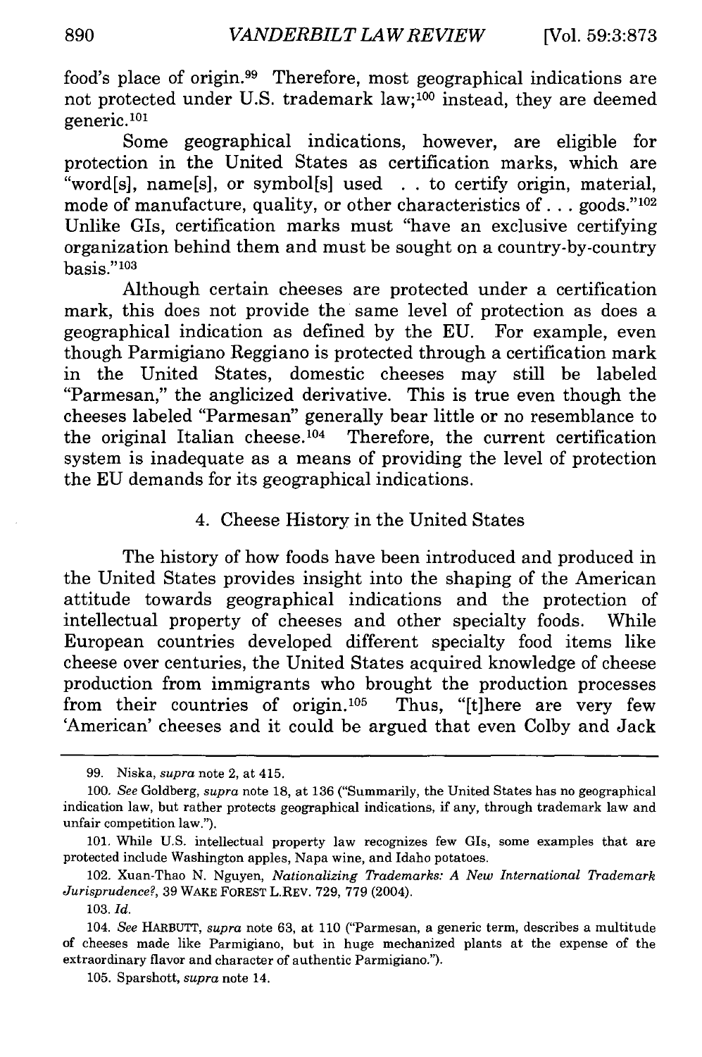food's place of origin.[99] Therefore, most geographical indications are not protected under U.S. trademark law;[100] instead, they are deemed generic.[101]

Some geographical indications, however, are eligible for protection in the United States as certification marks, which are "word[s], name[s], or symbol[s] used . . to certify origin, material, mode of manufacture, quality, or other characteristics of . . . goods."[102] Unlike GIs, certification marks must "have an exclusive certifying organization behind them and must be sought on a country-by-country basis."[103]

Although certain cheeses are protected under a certification mark, this does not provide the same level of protection as does a geographical indication as defined by the EU. For example, even though Parmigiano Reggiano is protected through a certification mark in the United States, domestic cheeses may still be labeled "Parmesan," the anglicized derivative. This is true even though the cheeses labeled "Parmesan" generally bear little or no resemblance to the original Italian cheese.[104] Therefore, the current certification system is inadequate as a means of providing the level of protection the EU demands for its geographical indications.

### 4. Cheese History in the United States

The history of how foods have been introduced and produced in the United States provides insight into the shaping of the American attitude towards geographical indications and the protection of intellectual property of cheeses and other specialty foods. While European countries developed different specialty food items like cheese over centuries, the United States acquired knowledge of cheese production from immigrants who brought the production processes from their countries of origin.[105] Thus, "[t]here are very few 'American' cheeses and it could be argued that even Colby and Jack

---

99. Niska, *supra* note 2, at 415.

100. *See* Goldberg, *supra* note 18, at 136 ("Summarily, the United States has no geographical indication law, but rather protects geographical indications, if any, through trademark law and unfair competition law.").

101. While U.S. intellectual property law recognizes few GIs, some examples that are protected include Washington apples, Napa wine, and Idaho potatoes.

102. Xuan-Thao N. Nguyen, *Nationalizing Trademarks: A New International Trademark Jurisprudence?*, 39 WAKE FOREST L.REV. 729, 779 (2004).

103. *Id.*

104. *See* HARBUTT, *supra* note 63, at 110 ("Parmesan, a generic term, describes a multitude of cheeses made like Parmigiano, but in huge mechanized plants at the expense of the extraordinary flavor and character of authentic Parmigiano.").

105. Sparshott, *supra* note 14.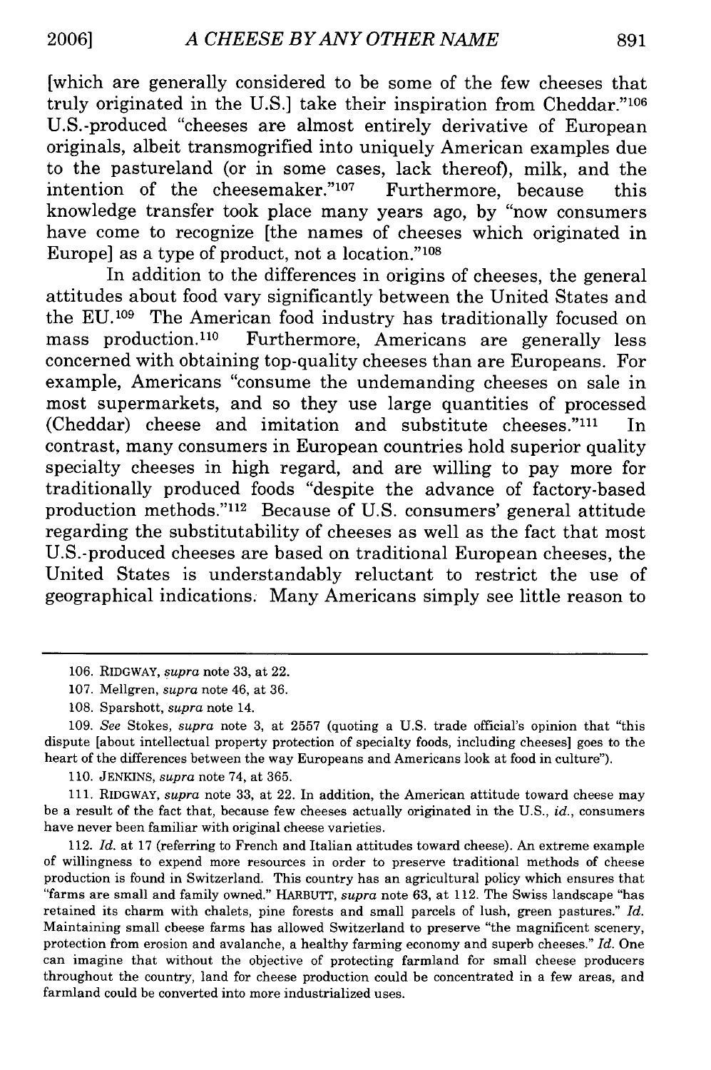[which are generally considered to be some of the few cheeses that truly originated in the U.S.] take their inspiration from Cheddar."[106] U.S.-produced "cheeses are almost entirely derivative of European originals, albeit transmogrified into uniquely American examples due to the pastureland (or in some cases, lack thereof), milk, and the intention of the cheesemaker."[107] Furthermore, because this knowledge transfer took place many years ago, by "now consumers have come to recognize [the names of cheeses which originated in Europe] as a type of product, not a location."[108]

In addition to the differences in origins of cheeses, the general attitudes about food vary significantly between the United States and the EU.[109] The American food industry has traditionally focused on mass production.[110] Furthermore, Americans are generally less concerned with obtaining top-quality cheeses than are Europeans. For example, Americans "consume the undemanding cheeses on sale in most supermarkets, and so they use large quantities of processed (Cheddar) cheese and imitation and substitute cheeses."[111] In contrast, many consumers in European countries hold superior quality specialty cheeses in high regard, and are willing to pay more for traditionally produced foods "despite the advance of factory-based production methods."[112] Because of U.S. consumers' general attitude regarding the substitutability of cheeses as well as the fact that most U.S.-produced cheeses are based on traditional European cheeses, the United States is understandably reluctant to restrict the use of geographical indications. Many Americans simply see little reason to

---

106. RIDGWAY, *supra* note 33, at 22.

107. Mellgren, *supra* note 46, at 36.

108. Sparshott, *supra* note 14.

109. *See* Stokes, *supra* note 3, at 2557 (quoting a U.S. trade official's opinion that "this dispute [about intellectual property protection of specialty foods, including cheeses] goes to the heart of the differences between the way Europeans and Americans look at food in culture").

110. JENKINS, *supra* note 74, at 365.

111. RIDGWAY, *supra* note 33, at 22. In addition, the American attitude toward cheese may be a result of the fact that, because few cheeses actually originated in the U.S., *id.*, consumers have never been familiar with original cheese varieties.

112. *Id.* at 17 (referring to French and Italian attitudes toward cheese). An extreme example of willingness to expend more resources in order to preserve traditional methods of cheese production is found in Switzerland. This country has an agricultural policy which ensures that "farms are small and family owned." HARBUTT, *supra* note 63, at 112. The Swiss landscape "has retained its charm with chalets, pine forests and small parcels of lush, green pastures." *Id.* Maintaining small cheese farms has allowed Switzerland to preserve "the magnificent scenery, protection from erosion and avalanche, a healthy farming economy and superb cheeses." *Id.* One can imagine that without the objective of protecting farmland for small cheese producers throughout the country, land for cheese production could be concentrated in a few areas, and farmland could be converted into more industrialized uses.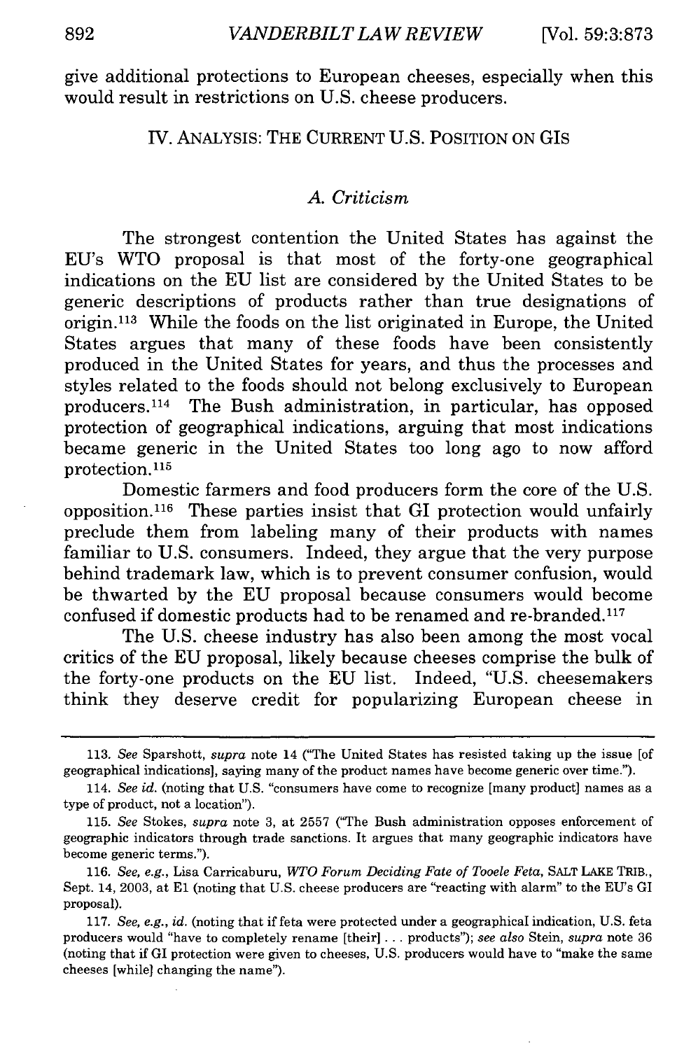give additional protections to European cheeses, especially when this would result in restrictions on U.S. cheese producers.

## IV. ANALYSIS: THE CURRENT U.S. POSITION ON GIS

### A. Criticism

The strongest contention the United States has against the EU's WTO proposal is that most of the forty-one geographical indications on the EU list are considered by the United States to be generic descriptions of products rather than true designations of origin.[113] While the foods on the list originated in Europe, the United States argues that many of these foods have been consistently produced in the United States for years, and thus the processes and styles related to the foods should not belong exclusively to European producers.[114] The Bush administration, in particular, has opposed protection of geographical indications, arguing that most indications became generic in the United States too long ago to now afford protection.[115]

Domestic farmers and food producers form the core of the U.S. opposition.[116] These parties insist that GI protection would unfairly preclude them from labeling many of their products with names familiar to U.S. consumers. Indeed, they argue that the very purpose behind trademark law, which is to prevent consumer confusion, would be thwarted by the EU proposal because consumers would become confused if domestic products had to be renamed and re-branded.[117]

The U.S. cheese industry has also been among the most vocal critics of the EU proposal, likely because cheeses comprise the bulk of the forty-one products on the EU list. Indeed, "U.S. cheesemakers think they deserve credit for popularizing European cheese in

---

113. *See* Sparshott, *supra* note 14 ("The United States has resisted taking up the issue [of geographical indications], saying many of the product names have become generic over time.").

114. *See id.* (noting that U.S. "consumers have come to recognize [many product] names as a type of product, not a location").

115. *See* Stokes, *supra* note 3, at 2557 ("The Bush administration opposes enforcement of geographic indicators through trade sanctions. It argues that many geographic indicators have become generic terms.").

116. *See, e.g.*, Lisa Carricaburu, *WTO Forum Deciding Fate of Tooele Feta*, SALT LAKE TRIB., Sept. 14, 2003, at E1 (noting that U.S. cheese producers are "reacting with alarm" to the EU's GI proposal).

117. *See, e.g.*, *id.* (noting that if feta were protected under a geographical indication, U.S. feta producers would "have to completely rename [their] . . . products"); *see also* Stein, *supra* note 36 (noting that if GI protection were given to cheeses, U.S. producers would have to "make the same cheeses [while] changing the name").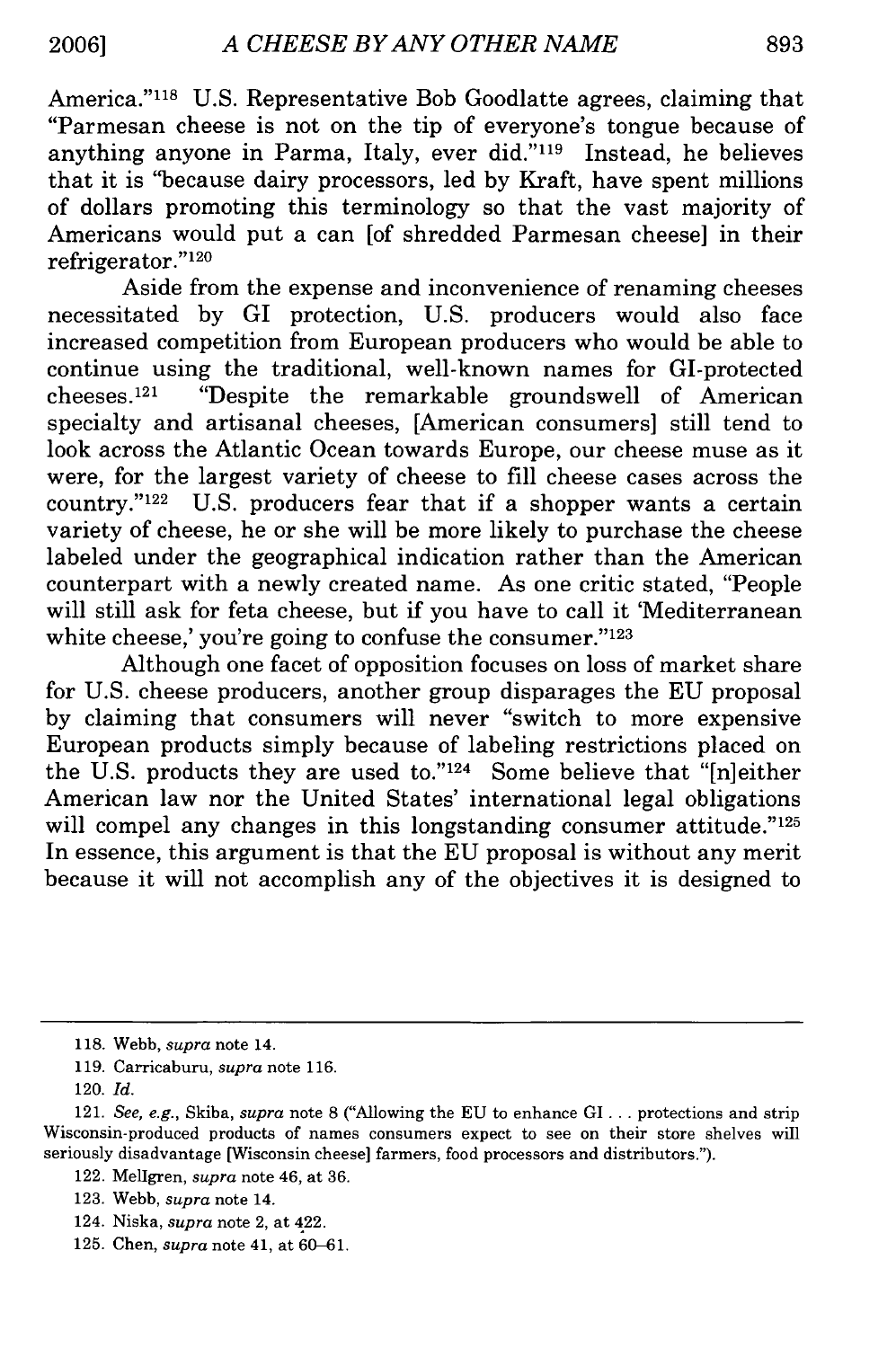America."[118] U.S. Representative Bob Goodlatte agrees, claiming that "Parmesan cheese is not on the tip of everyone's tongue because of anything anyone in Parma, Italy, ever did."[119] Instead, he believes that it is "because dairy processors, led by Kraft, have spent millions of dollars promoting this terminology so that the vast majority of Americans would put a can [of shredded Parmesan cheese] in their refrigerator."[120]

Aside from the expense and inconvenience of renaming cheeses necessitated by GI protection, U.S. producers would also face increased competition from European producers who would be able to continue using the traditional, well-known names for GI-protected cheeses.[121] "Despite the remarkable groundswell of American specialty and artisanal cheeses, [American consumers] still tend to look across the Atlantic Ocean towards Europe, our cheese muse as it were, for the largest variety of cheese to fill cheese cases across the country."[122] U.S. producers fear that if a shopper wants a certain variety of cheese, he or she will be more likely to purchase the cheese labeled under the geographical indication rather than the American counterpart with a newly created name. As one critic stated, "People will still ask for feta cheese, but if you have to call it 'Mediterranean white cheese,' you're going to confuse the consumer."[123]

Although one facet of opposition focuses on loss of market share for U.S. cheese producers, another group disparages the EU proposal by claiming that consumers will never "switch to more expensive European products simply because of labeling restrictions placed on the U.S. products they are used to."[124] Some believe that "[n]either American law nor the United States' international legal obligations will compel any changes in this longstanding consumer attitude."[125] In essence, this argument is that the EU proposal is without any merit because it will not accomplish any of the objectives it is designed to

---

118. Webb, *supra* note 14.

119. Carricaburu, *supra* note 116.

120. *Id.*

121. *See, e.g.*, Skiba, *supra* note 8 ("Allowing the EU to enhance GI . . . protections and strip Wisconsin-produced products of names consumers expect to see on their store shelves will seriously disadvantage [Wisconsin cheese] farmers, food processors and distributors.").

122. Mellgren, *supra* note 46, at 36.

123. Webb, *supra* note 14.

124. Niska, *supra* note 2, at 422.

125. Chen, *supra* note 41, at 60–61.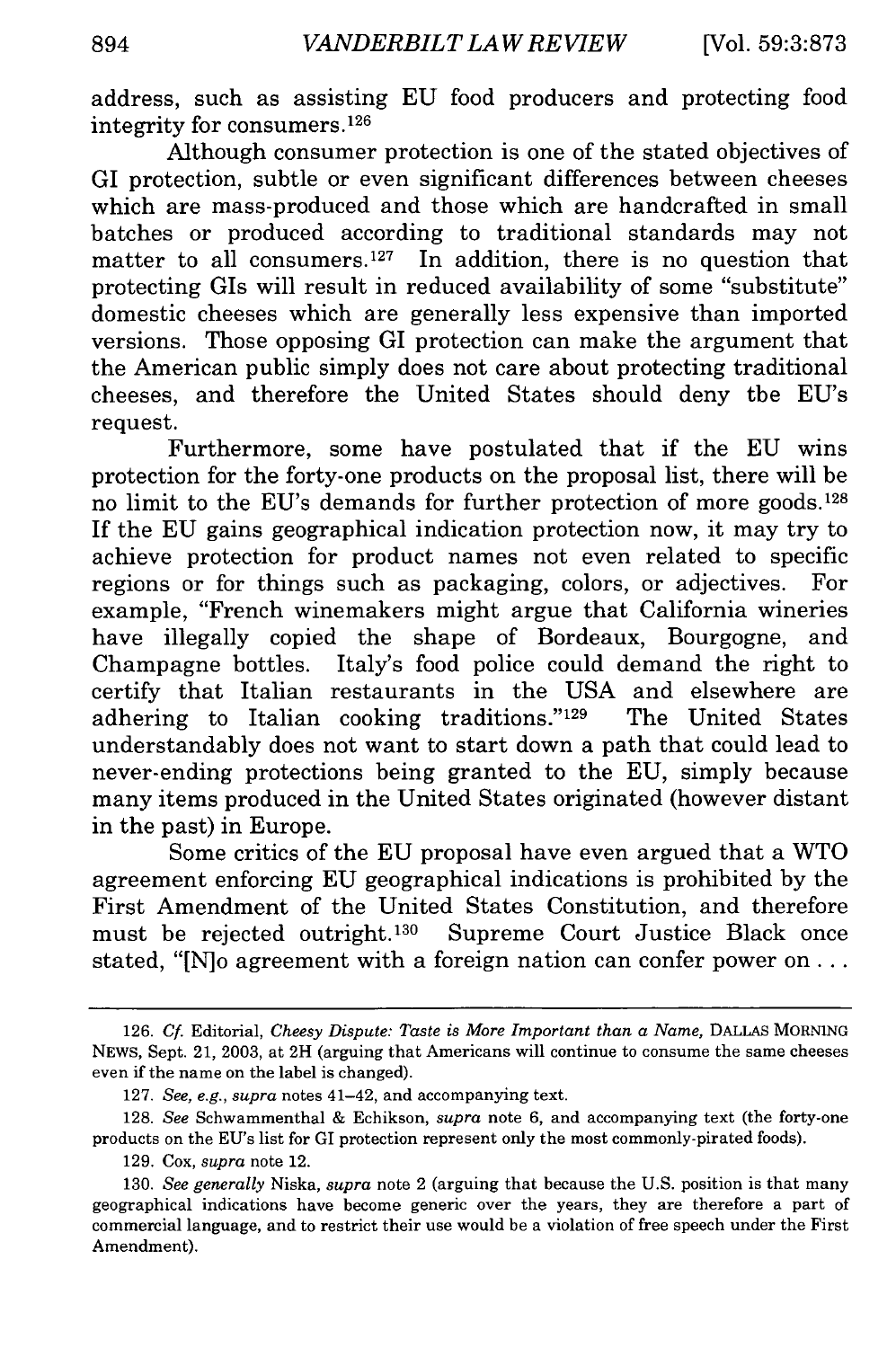address, such as assisting EU food producers and protecting food integrity for consumers.[126]

Although consumer protection is one of the stated objectives of GI protection, subtle or even significant differences between cheeses which are mass-produced and those which are handcrafted in small batches or produced according to traditional standards may not matter to all consumers.[127] In addition, there is no question that protecting GIs will result in reduced availability of some "substitute" domestic cheeses which are generally less expensive than imported versions. Those opposing GI protection can make the argument that the American public simply does not care about protecting traditional cheeses, and therefore the United States should deny tbe EU's request.

Furthermore, some have postulated that if the EU wins protection for the forty-one products on the proposal list, there will be no limit to the EU's demands for further protection of more goods.[128] If the EU gains geographical indication protection now, it may try to achieve protection for product names not even related to specific regions or for things such as packaging, colors, or adjectives. For example, "French winemakers might argue that California wineries have illegally copied the shape of Bordeaux, Bourgogne, and Champagne bottles. Italy's food police could demand the right to certify that Italian restaurants in the USA and elsewhere are adhering to Italian cooking traditions."[129] The United States understandably does not want to start down a path that could lead to never-ending protections being granted to the EU, simply because many items produced in the United States originated (however distant in the past) in Europe.

Some critics of the EU proposal have even argued that a WTO agreement enforcing EU geographical indications is prohibited by the First Amendment of the United States Constitution, and therefore must be rejected outright.[130] Supreme Court Justice Black once stated, "[N]o agreement with a foreign nation can confer power on . . .

---

126. *Cf.* Editorial, *Cheesy Dispute: Taste is More Important than a Name*, DALLAS MORNING NEWS, Sept. 21, 2003, at 2H (arguing that Americans will continue to consume the same cheeses even if the name on the label is changed).

127. *See, e.g., supra* notes 41–42, and accompanying text.

128. *See* Schwammenthal & Echikson, *supra* note 6, and accompanying text (the forty-one products on the EU's list for GI protection represent only the most commonly-pirated foods).

129. Cox, *supra* note 12.

130. *See generally* Niska, *supra* note 2 (arguing that because the U.S. position is that many geographical indications have become generic over the years, they are therefore a part of commercial language, and to restrict their use would be a violation of free speech under the First Amendment).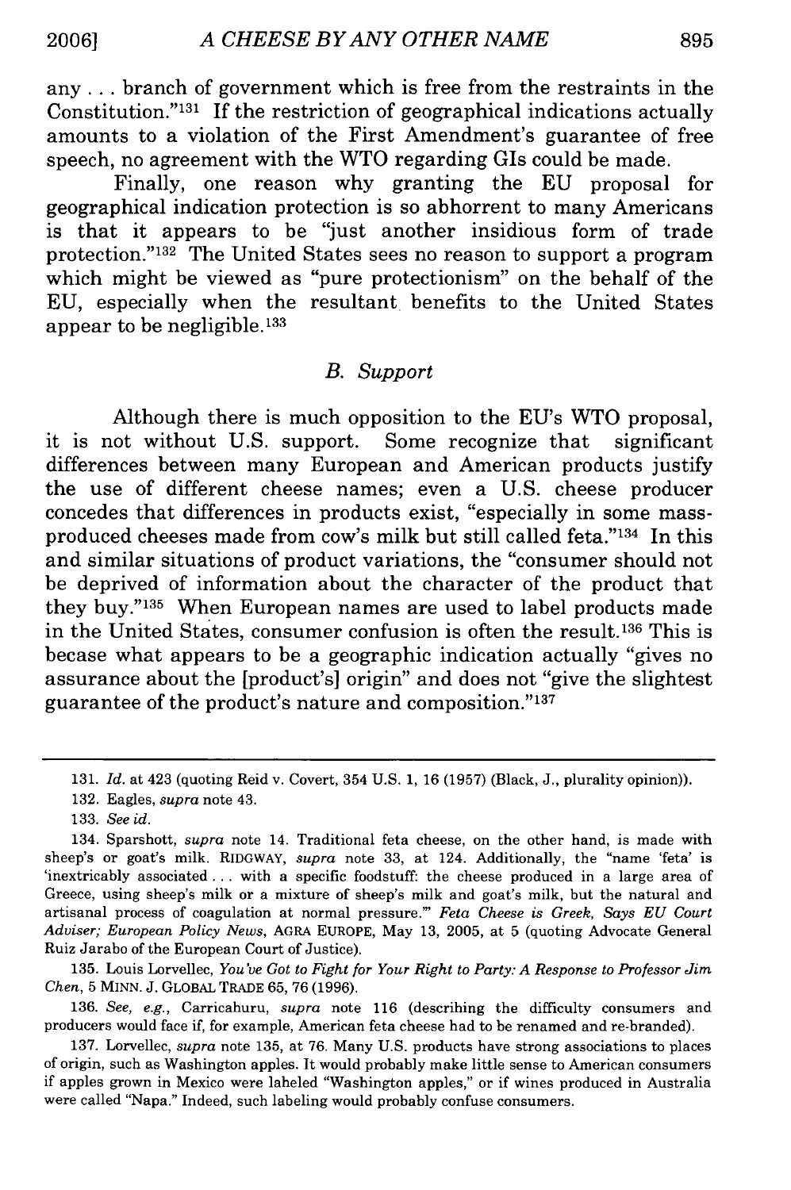any . . . branch of government which is free from the restraints in the Constitution."[131] If the restriction of geographical indications actually amounts to a violation of the First Amendment's guarantee of free speech, no agreement with the WTO regarding GIs could be made.

Finally, one reason why granting the EU proposal for geographical indication protection is so abhorrent to many Americans is that it appears to be "just another insidious form of trade protection."[132] The United States sees no reason to support a program which might be viewed as "pure protectionism" on the behalf of the EU, especially when the resultant benefits to the United States appear to be negligible.[133]

### *B. Support*

Although there is much opposition to the EU's WTO proposal, it is not without U.S. support. Some recognize that significant differences between many European and American products justify the use of different cheese names; even a U.S. cheese producer concedes that differences in products exist, "especially in some mass-produced cheeses made from cow's milk but still called feta."[134] In this and similar situations of product variations, the "consumer should not be deprived of information about the character of the product that they buy."[135] When European names are used to label products made in the United States, consumer confusion is often the result.[136] This is becase what appears to be a geographic indication actually "gives no assurance about the [product's] origin" and does not "give the slightest guarantee of the product's nature and composition."[137]

---

131. *Id.* at 423 (quoting Reid v. Covert, 354 U.S. 1, 16 (1957) (Black, J., plurality opinion)).

132. Eagles, *supra* note 43.

133. *See id.*

134. Sparshott, *supra* note 14. Traditional feta cheese, on the other hand, is made with sheep's or goat's milk. RIDGWAY, *supra* note 33, at 124. Additionally, the "name 'feta' is 'inextricably associated . . . with a specific foodstuff: the cheese produced in a large area of Greece, using sheep's milk or a mixture of sheep's milk and goat's milk, but the natural and artisanal process of coagulation at normal pressure.'" *Feta Cheese is Greek, Says EU Court Adviser; European Policy News*, AGRA EUROPE, May 13, 2005, at 5 (quoting Advocate General Ruiz Jarabo of the European Court of Justice).

135. Louis Lorvellec, *You've Got to Fight for Your Right to Party: A Response to Professor Jim Chen*, 5 MINN. J. GLOBAL TRADE 65, 76 (1996).

136. *See, e.g.*, Carricahuru, *supra* note 116 (describing the difficulty consumers and producers would face if, for example, American feta cheese had to be renamed and re-branded).

137. Lorvellec, *supra* note 135, at 76. Many U.S. products have strong associations to places of origin, such as Washington apples. It would probably make little sense to American consumers if apples grown in Mexico were labeled "Washington apples," or if wines produced in Australia were called "Napa." Indeed, such labeling would probably confuse consumers.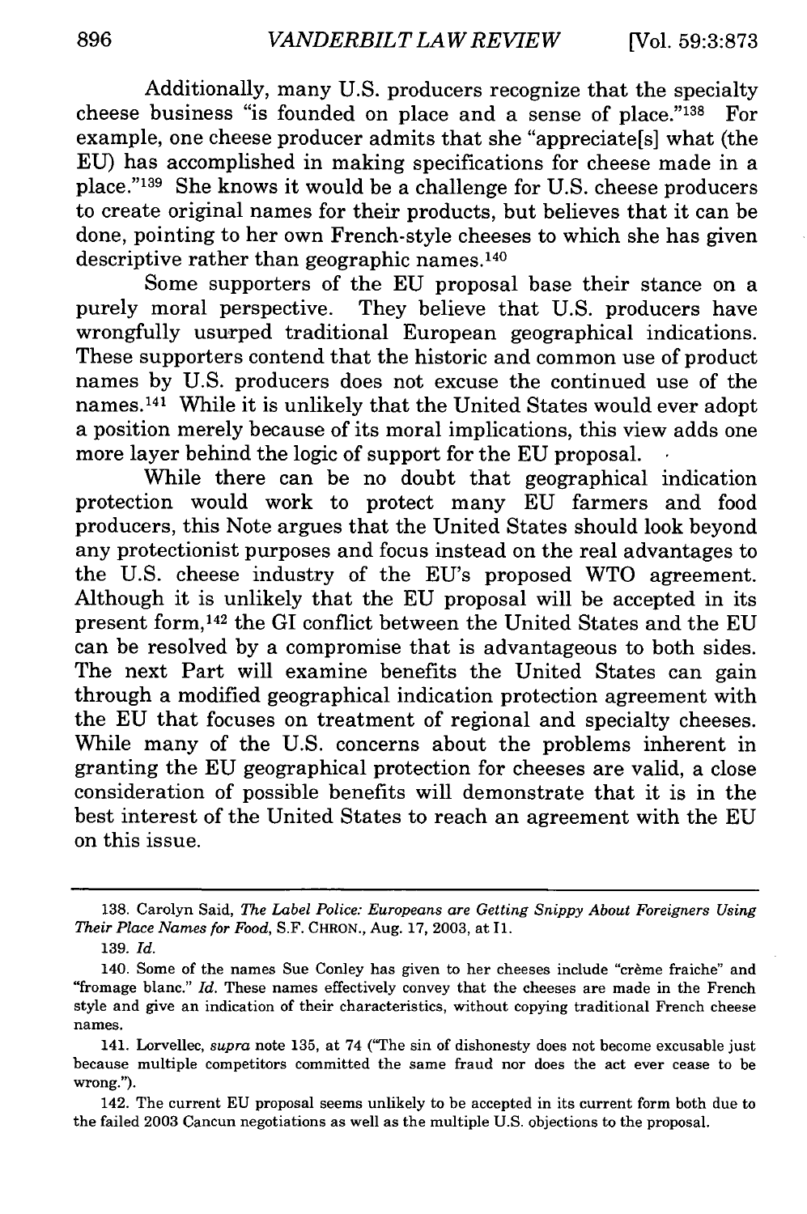Additionally, many U.S. producers recognize that the specialty cheese business "is founded on place and a sense of place."[138] For example, one cheese producer admits that she "appreciate[s] what (the EU) has accomplished in making specifications for cheese made in a place."[139] She knows it would be a challenge for U.S. cheese producers to create original names for their products, but believes that it can be done, pointing to her own French-style cheeses to which she has given descriptive rather than geographic names.[140]

Some supporters of the EU proposal base their stance on a purely moral perspective. They believe that U.S. producers have wrongfully usurped traditional European geographical indications. These supporters contend that the historic and common use of product names by U.S. producers does not excuse the continued use of the names.[141] While it is unlikely that the United States would ever adopt a position merely because of its moral implications, this view adds one more layer behind the logic of support for the EU proposal.

While there can be no doubt that geographical indication protection would work to protect many EU farmers and food producers, this Note argues that the United States should look beyond any protectionist purposes and focus instead on the real advantages to the U.S. cheese industry of the EU's proposed WTO agreement. Although it is unlikely that the EU proposal will be accepted in its present form,[142] the GI conflict between the United States and the EU can be resolved by a compromise that is advantageous to both sides. The next Part will examine benefits the United States can gain through a modified geographical indication protection agreement with the EU that focuses on treatment of regional and specialty cheeses. While many of the U.S. concerns about the problems inherent in granting the EU geographical protection for cheeses are valid, a close consideration of possible benefits will demonstrate that it is in the best interest of the United States to reach an agreement with the EU on this issue.

---

138. Carolyn Said, *The Label Police: Europeans are Getting Snippy About Foreigners Using Their Place Names for Food*, S.F. CHRON., Aug. 17, 2003, at I1.

139. *Id.*

140. Some of the names Sue Conley has given to her cheeses include "crème fraiche" and "fromage blanc." *Id.* These names effectively convey that the cheeses are made in the French style and give an indication of their characteristics, without copying traditional French cheese names.

141. Lorvellec, *supra* note 135, at 74 ("The sin of dishonesty does not become excusable just because multiple competitors committed the same fraud nor does the act ever cease to be wrong.").

142. The current EU proposal seems unlikely to be accepted in its current form both due to the failed 2003 Cancun negotiations as well as the multiple U.S. objections to the proposal.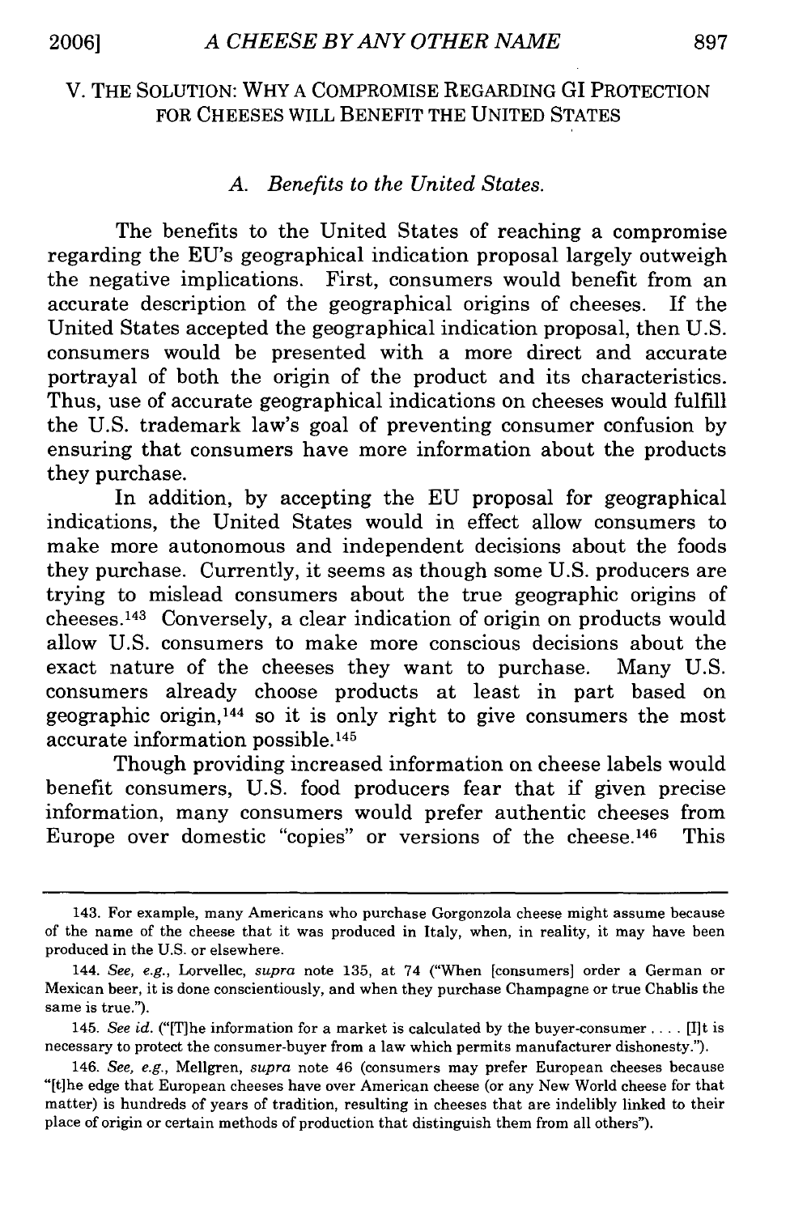## V. THE SOLUTION: WHY A COMPROMISE REGARDING GI PROTECTION FOR CHEESES WILL BENEFIT THE UNITED STATES

### *A. Benefits to the United States.*

The benefits to the United States of reaching a compromise regarding the EU's geographical indication proposal largely outweigh the negative implications. First, consumers would benefit from an accurate description of the geographical origins of cheeses. If the United States accepted the geographical indication proposal, then U.S. consumers would be presented with a more direct and accurate portrayal of both the origin of the product and its characteristics. Thus, use of accurate geographical indications on cheeses would fulfill the U.S. trademark law's goal of preventing consumer confusion by ensuring that consumers have more information about the products they purchase.

In addition, by accepting the EU proposal for geographical indications, the United States would in effect allow consumers to make more autonomous and independent decisions about the foods they purchase. Currently, it seems as though some U.S. producers are trying to mislead consumers about the true geographic origins of cheeses.[143] Conversely, a clear indication of origin on products would allow U.S. consumers to make more conscious decisions about the exact nature of the cheeses they want to purchase. Many U.S. consumers already choose products at least in part based on geographic origin,[144] so it is only right to give consumers the most accurate information possible.[145]

Though providing increased information on cheese labels would benefit consumers, U.S. food producers fear that if given precise information, many consumers would prefer authentic cheeses from Europe over domestic "copies" or versions of the cheese.[146] This

---

143. For example, many Americans who purchase Gorgonzola cheese might assume because of the name of the cheese that it was produced in Italy, when, in reality, it may have been produced in the U.S. or elsewhere.

144. *See, e.g.*, Lorvellec, *supra* note 135, at 74 ("When [consumers] order a German or Mexican beer, it is done conscientiously, and when they purchase Champagne or true Chablis the same is true.").

145. *See id.* ("[T]he information for a market is calculated by the buyer-consumer .... [I]t is necessary to protect the consumer-buyer from a law which permits manufacturer dishonesty.").

146. *See, e.g.*, Mellgren, *supra* note 46 (consumers may prefer European cheeses because "[t]he edge that European cheeses have over American cheese (or any New World cheese for that matter) is hundreds of years of tradition, resulting in cheeses that are indelibly linked to their place of origin or certain methods of production that distinguish them from all others").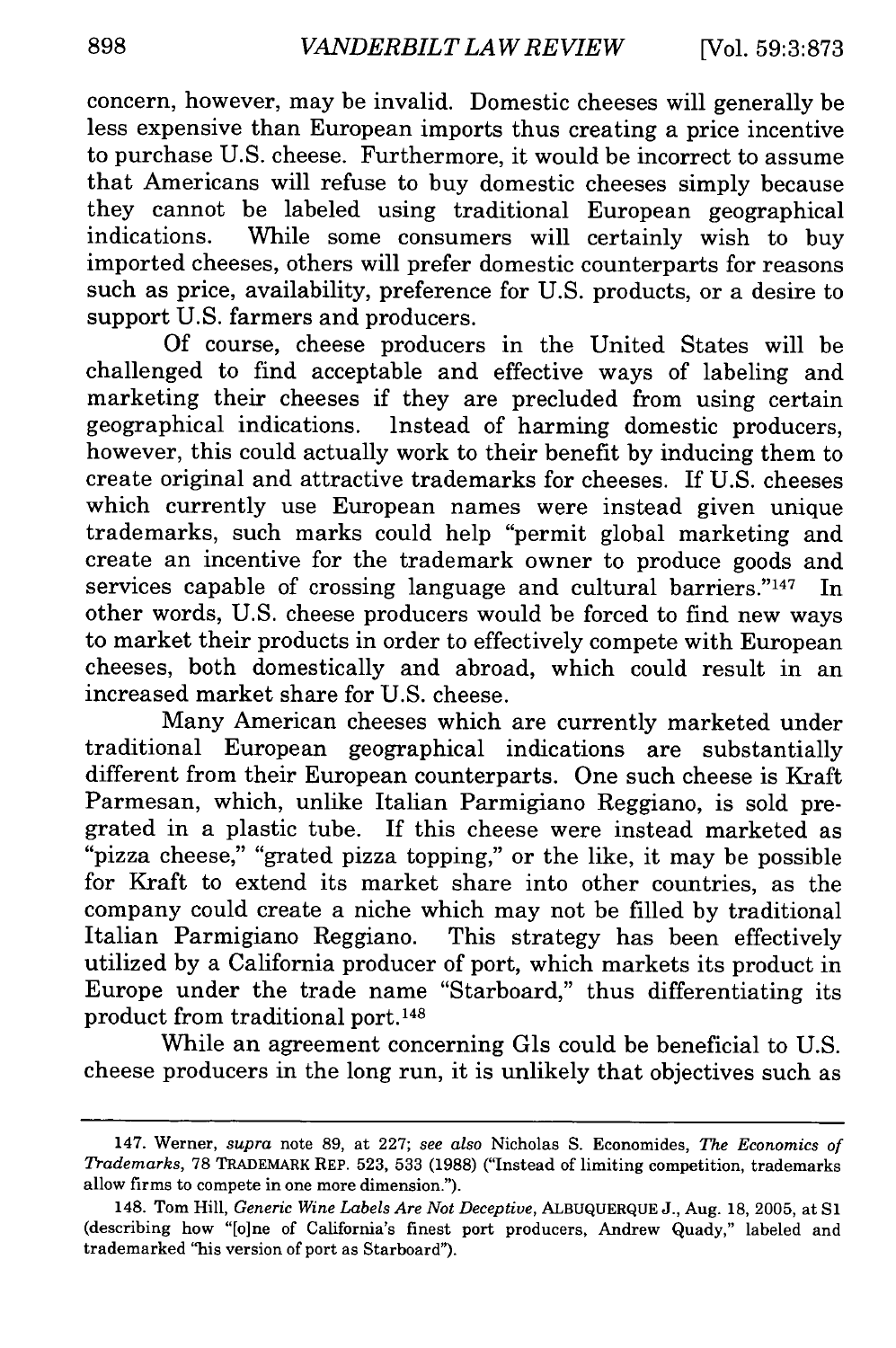concern, however, may be invalid. Domestic cheeses will generally be less expensive than European imports thus creating a price incentive to purchase U.S. cheese. Furthermore, it would be incorrect to assume that Americans will refuse to buy domestic cheeses simply because they cannot be labeled using traditional European geographical indications. While some consumers will certainly wish to buy imported cheeses, others will prefer domestic counterparts for reasons such as price, availability, preference for U.S. products, or a desire to support U.S. farmers and producers.

Of course, cheese producers in the United States will be challenged to find acceptable and effective ways of labeling and marketing their cheeses if they are precluded from using certain geographical indications. Instead of harming domestic producers, however, this could actually work to their benefit by inducing them to create original and attractive trademarks for cheeses. If U.S. cheeses which currently use European names were instead given unique trademarks, such marks could help "permit global marketing and create an incentive for the trademark owner to produce goods and services capable of crossing language and cultural barriers."[147] In other words, U.S. cheese producers would be forced to find new ways to market their products in order to effectively compete with European cheeses, both domestically and abroad, which could result in an increased market share for U.S. cheese.

Many American cheeses which are currently marketed under traditional European geographical indications are substantially different from their European counterparts. One such cheese is Kraft Parmesan, which, unlike Italian Parmigiano Reggiano, is sold pre-grated in a plastic tube. If this cheese were instead marketed as "pizza cheese," "grated pizza topping," or the like, it may be possible for Kraft to extend its market share into other countries, as the company could create a niche which may not be filled by traditional Italian Parmigiano Reggiano. This strategy has been effectively utilized by a California producer of port, which markets its product in Europe under the trade name "Starboard," thus differentiating its product from traditional port.[148]

While an agreement concerning GIs could be beneficial to U.S. cheese producers in the long run, it is unlikely that objectives such as

---

147. Werner, *supra* note 89, at 227; *see also* Nicholas S. Economides, *The Economics of Trademarks*, 78 TRADEMARK REP. 523, 533 (1988) ("Instead of limiting competition, trademarks allow firms to compete in one more dimension.").

148. Tom Hill, *Generic Wine Labels Are Not Deceptive*, ALBUQUERQUE J., Aug. 18, 2005, at S1 (describing how "[o]ne of California's finest port producers, Andrew Quady," labeled and trademarked "his version of port as Starboard").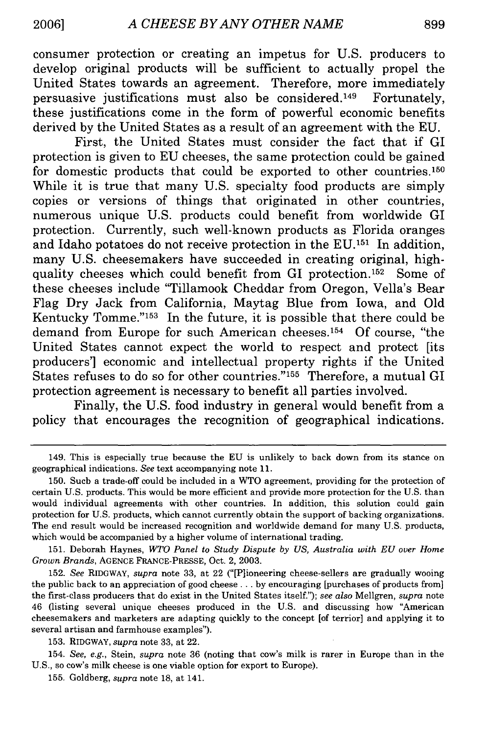consumer protection or creating an impetus for U.S. producers to develop original products will be sufficient to actually propel the United States towards an agreement. Therefore, more immediately persuasive justifications must also be considered.[149] Fortunately, these justifications come in the form of powerful economic benefits derived by the United States as a result of an agreement with the EU.

First, the United States must consider the fact that if GI protection is given to EU cheeses, the same protection could be gained for domestic products that could be exported to other countries.[150] While it is true that many U.S. specialty food products are simply copies or versions of things that originated in other countries, numerous unique U.S. products could benefit from worldwide GI protection. Currently, such well-known products as Florida oranges and Idaho potatoes do not receive protection in the EU.[151] In addition, many U.S. cheesemakers have succeeded in creating original, high-quality cheeses which could benefit from GI protection.[152] Some of these cheeses include "Tillamook Cheddar from Oregon, Vella's Bear Flag Dry Jack from California, Maytag Blue from Iowa, and Old Kentucky Tomme."[153] In the future, it is possible that there could be demand from Europe for such American cheeses.[154] Of course, "the United States cannot expect the world to respect and protect [its producers'] economic and intellectual property rights if the United States refuses to do so for other countries."[155] Therefore, a mutual GI protection agreement is necessary to benefit all parties involved.

Finally, the U.S. food industry in general would benefit from a policy that encourages the recognition of geographical indications.

---

149. This is especially true because the EU is unlikely to back down from its stance on geographical indications. *See* text accompanying note 11.

150. Sucb a trade-off could be included in a WTO agreement, providing for the protection of certain U.S. products. This would be more efficient and provide more protection for the U.S. than would individual agreements with other countries. In addition, this solution could gain protection for U.S. products, which cannot currently obtain the support of backing organizations. The end result would be increased recognition and worldwide demand for many U.S. products, which would be accompanied by a higher volume of international trading.

151. Deborah Haynes, *WTO Panel to Study Dispute by US, Australia with EU over Home Grown Brands*, AGENCE FRANCE-PRESSE, Oct. 2, 2003.

152. *See* RIDGWAY, *supra* note 33, at 22 ("[P]ioneering cheese-sellers are gradually wooing the public back to an appreciation of good cheese . . . by encouraging [purchases of products from] the first-class producers that do exist in the United States itself."); *see also* Mellgren, *supra* note 46 (listing several unique cheeses produced in the U.S. and discussing how "American cheesemakers and marketers are adapting quickly to the concept [of terrior] and applying it to several artisan and farmhouse examples").

153. RIDGWAY, *supra* note 33, at 22.

154. *See, e.g.*, Stein, *supra* note 36 (noting that cow's milk is rarer in Europe than in the U.S., so cow's milk cheese is one viable option for export to Europe).

155. Goldberg, *supra* note 18, at 141.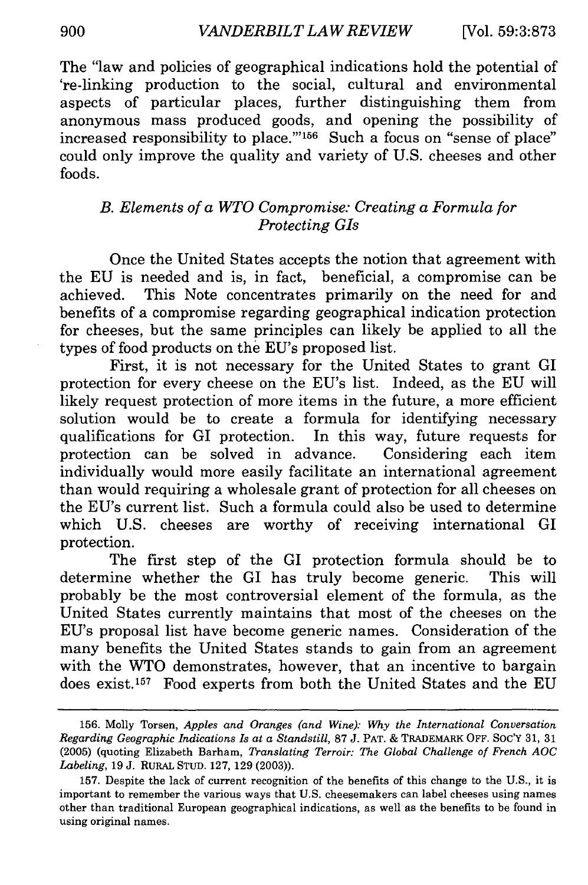The "law and policies of geographical indications hold the potential of 're-linking production to the social, cultural and environmental aspects of particular places, further distinguishing them from anonymous mass produced goods, and opening the possibility of increased responsibility to place.'"[156] Such a focus on "sense of place" could only improve the quality and variety of U.S. cheeses and other foods.

### *B. Elements of a WTO Compromise: Creating a Formula for Protecting GIs*

Once the United States accepts the notion that agreement with the EU is needed and is, in fact, beneficial, a compromise can be achieved. This Note concentrates primarily on the need for and benefits of a compromise regarding geographical indication protection for cheeses, but the same principles can likely be applied to all the types of food products on the EU's proposed list.

First, it is not necessary for the United States to grant GI protection for every cheese on the EU's list. Indeed, as the EU will likely request protection of more items in the future, a more efficient solution would be to create a formula for identifying necessary qualifications for GI protection. In this way, future requests for protection can be solved in advance. Considering each item individually would more easily facilitate an international agreement than would requiring a wholesale grant of protection for all cheeses on the EU's current list. Such a formula could also be used to determine which U.S. cheeses are worthy of receiving international GI protection.

The first step of the GI protection formula should be to determine whether the GI has truly become generic. This will probably be the most controversial element of the formula, as the United States currently maintains that most of the cheeses on the EU's proposal list have become generic names. Consideration of the many benefits the United States stands to gain from an agreement with the WTO demonstrates, however, that an incentive to bargain does exist.[157] Food experts from both the United States and the EU

---

156. Molly Torsen, *Apples and Oranges (and Wine): Why the International Conversation Regarding Geographic Indications Is at a Standstill*, 87 J. PAT. & TRADEMARK OFF. SOC'Y 31, 31 (2005) (quoting Elizabeth Barham, *Translating Terroir: The Global Challenge of French AOC Labeling*, 19 J. RURAL STUD. 127, 129 (2003)).

157. Despite the lack of current recognition of the benefits of this change to the U.S., it is important to remember the various ways that U.S. cheesemakers can label cheeses using names other than traditional European geographical indications, as well as the benefits to be found in using original names.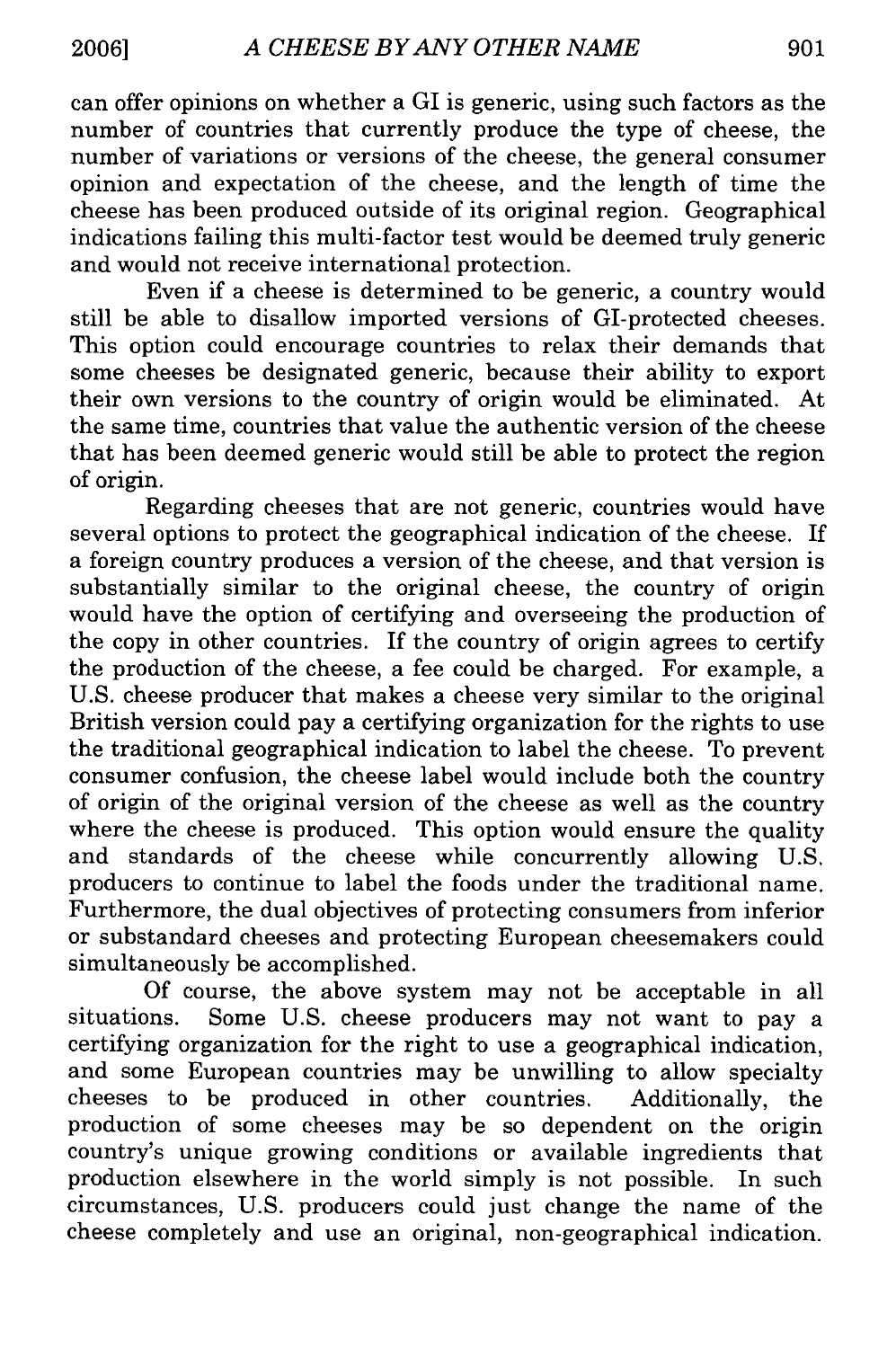can offer opinions on whether a GI is generic, using such factors as the number of countries that currently produce the type of cheese, the number of variations or versions of the cheese, the general consumer opinion and expectation of the cheese, and the length of time the cheese has been produced outside of its original region. Geographical indications failing this multi-factor test would be deemed truly generic and would not receive international protection.

Even if a cheese is determined to be generic, a country would still be able to disallow imported versions of GI-protected cheeses. This option could encourage countries to relax their demands that some cheeses be designated generic, because their ability to export their own versions to the country of origin would be eliminated. At the same time, countries that value the authentic version of the cheese that has been deemed generic would still be able to protect the region of origin.

Regarding cheeses that are not generic, countries would have several options to protect the geographical indication of the cheese. If a foreign country produces a version of the cheese, and that version is substantially similar to the original cheese, the country of origin would have the option of certifying and overseeing the production of the copy in other countries. If the country of origin agrees to certify the production of the cheese, a fee could be charged. For example, a U.S. cheese producer that makes a cheese very similar to the original British version could pay a certifying organization for the rights to use the traditional geographical indication to label the cheese. To prevent consumer confusion, the cheese label would include both the country of origin of the original version of the cheese as well as the country where the cheese is produced. This option would ensure the quality and standards of the cheese while concurrently allowing U.S. producers to continue to label the foods under the traditional name. Furthermore, the dual objectives of protecting consumers from inferior or substandard cheeses and protecting European cheesemakers could simultaneously be accomplished.

Of course, the above system may not be acceptable in all situations. Some U.S. cheese producers may not want to pay a certifying organization for the right to use a geographical indication, and some European countries may be unwilling to allow specialty cheeses to be produced in other countries. Additionally, the production of some cheeses may be so dependent on the origin country's unique growing conditions or available ingredients that production elsewhere in the world simply is not possible. In such circumstances, U.S. producers could just change the name of the cheese completely and use an original, non-geographical indication.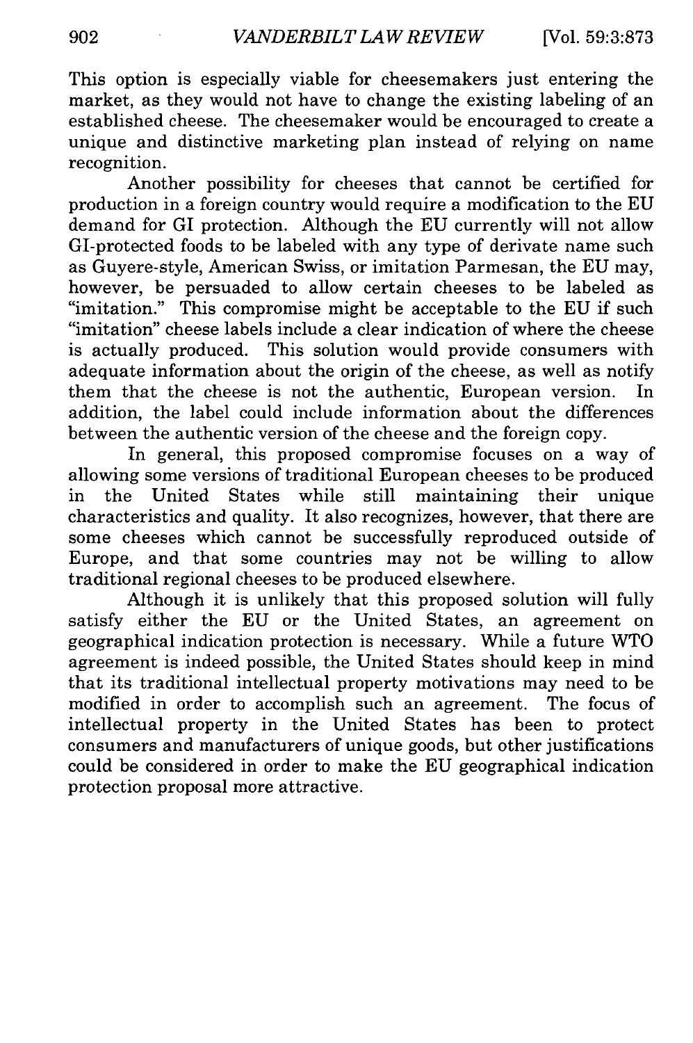This option is especially viable for cheesemakers just entering the market, as they would not have to change the existing labeling of an established cheese. The cheesemaker would be encouraged to create a unique and distinctive marketing plan instead of relying on name recognition.

Another possibility for cheeses that cannot be certified for production in a foreign country would require a modification to the EU demand for GI protection. Although the EU currently will not allow GI-protected foods to be labeled with any type of derivate name such as Guyere-style, American Swiss, or imitation Parmesan, the EU may, however, be persuaded to allow certain cheeses to be labeled as "imitation." This compromise might be acceptable to the EU if such "imitation" cheese labels include a clear indication of where the cheese is actually produced. This solution would provide consumers with adequate information about the origin of the cheese, as well as notify them that the cheese is not the authentic, European version. In addition, the label could include information about the differences between the authentic version of the cheese and the foreign copy.

In general, this proposed compromise focuses on a way of allowing some versions of traditional European cheeses to be produced in the United States while still maintaining their unique characteristics and quality. It also recognizes, however, that there are some cheeses which cannot be successfully reproduced outside of Europe, and that some countries may not be willing to allow traditional regional cheeses to be produced elsewhere.

Although it is unlikely that this proposed solution will fully satisfy either the EU or the United States, an agreement on geographical indication protection is necessary. While a future WTO agreement is indeed possible, the United States should keep in mind that its traditional intellectual property motivations may need to be modified in order to accomplish such an agreement. The focus of intellectual property in the United States has been to protect consumers and manufacturers of unique goods, but other justifications could be considered in order to make the EU geographical indication protection proposal more attractive.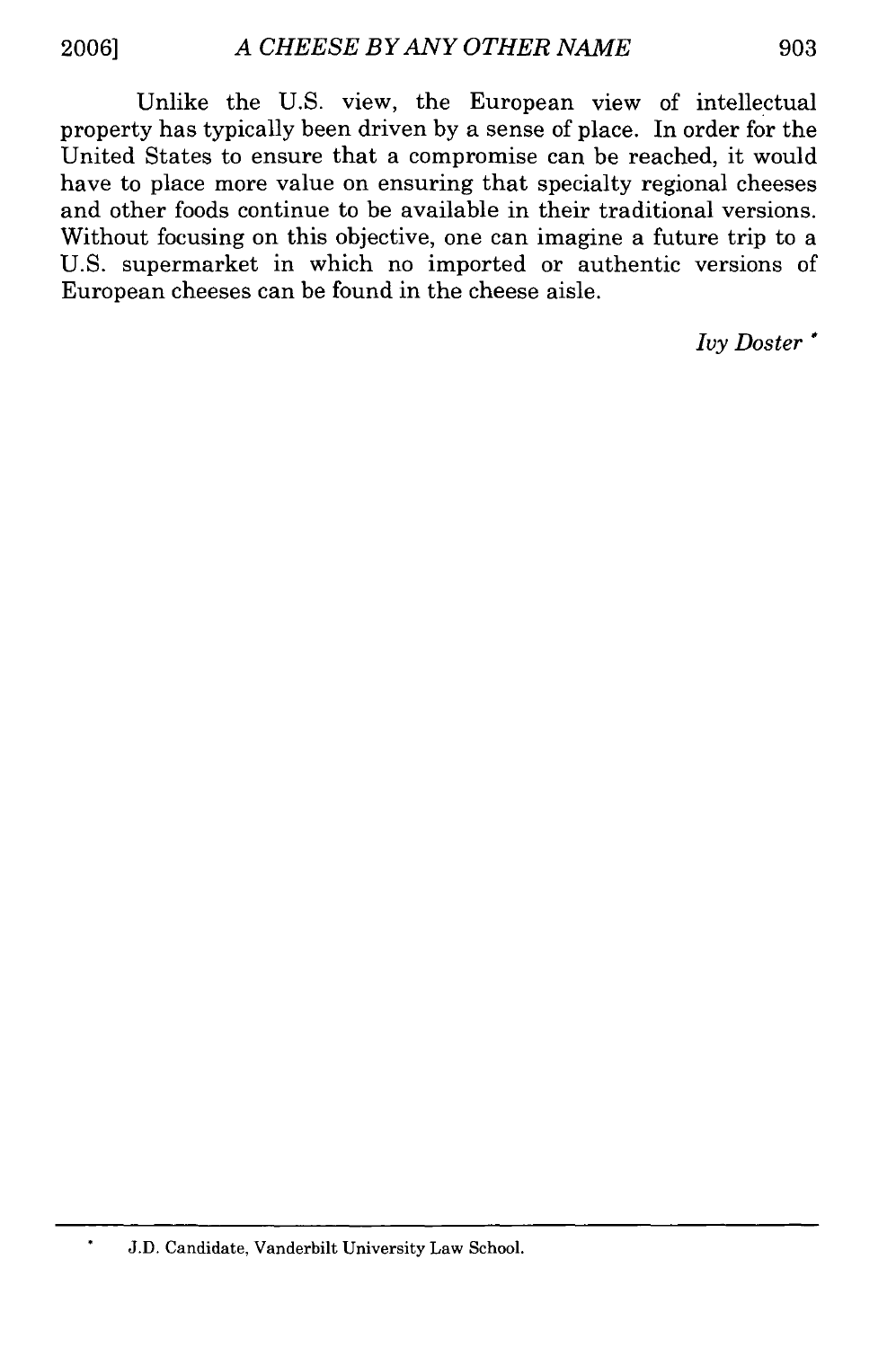Unlike the U.S. view, the European view of intellectual property has typically been driven by a sense of place. In order for the United States to ensure that a compromise can be reached, it would have to place more value on ensuring that specialty regional cheeses and other foods continue to be available in their traditional versions. Without focusing on this objective, one can imagine a future trip to a U.S. supermarket in which no imported or authentic versions of European cheeses can be found in the cheese aisle.

*Ivy Doster* *

---

\* J.D. Candidate, Vanderbilt University Law School.